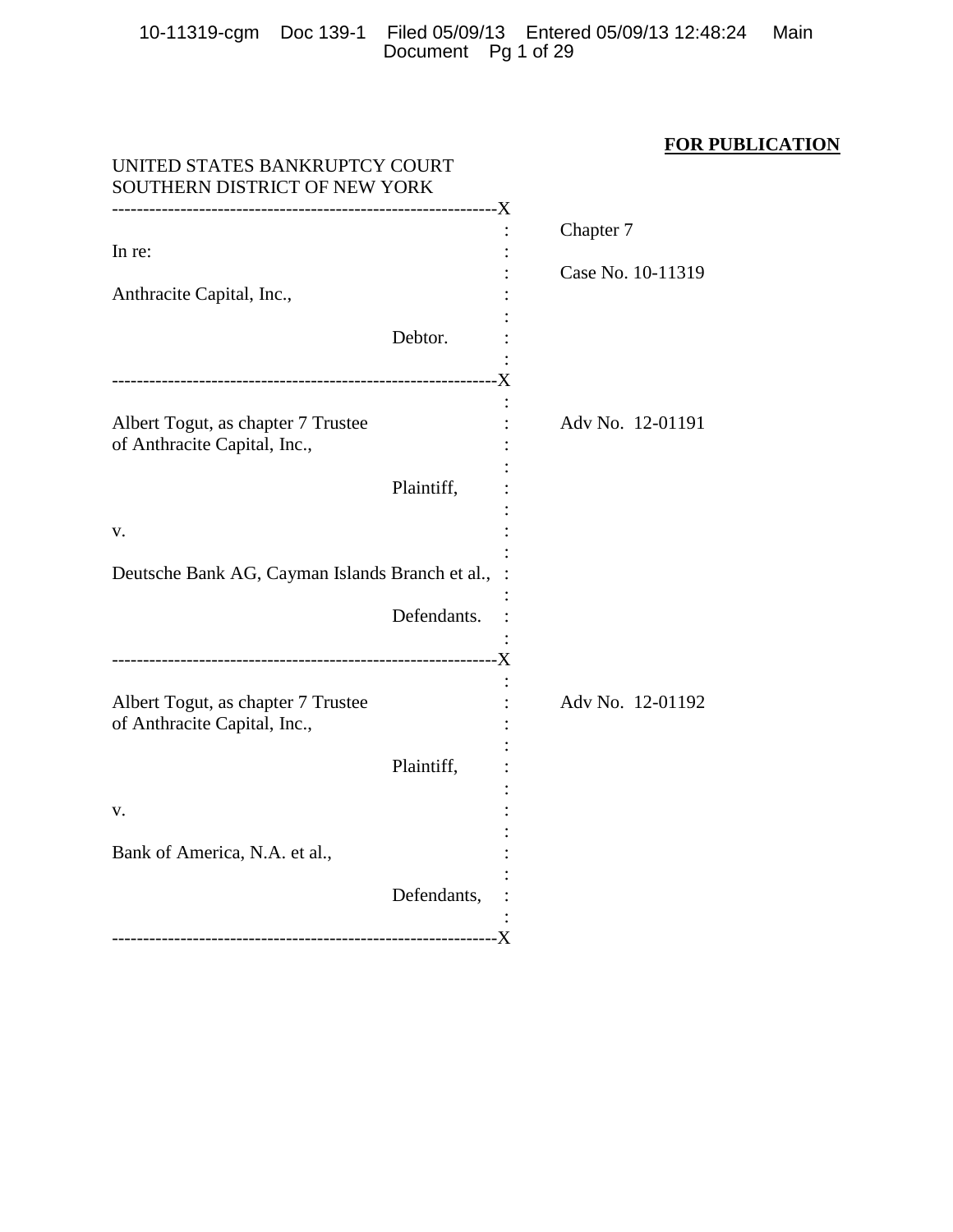**FOR PUBLICATION**

UNITED STATES BANKRUPTCY COURT
SOUTHERN DISTRICT OF NEW YORK

| | |
|---|---|
| In re:<br><br>Anthracite Capital, Inc.,<br><br>Debtor. | Chapter 7<br><br>Case No. 10-11319 |
| Albert Togut, as chapter 7 Trustee of Anthracite Capital, Inc.,<br><br>Plaintiff,<br><br>v.<br><br>Deutsche Bank AG, Cayman Islands Branch et al.,<br><br>Defendants. | Adv No. 12-01191 |
| Albert Togut, as chapter 7 Trustee of Anthracite Capital, Inc.,<br><br>Plaintiff,<br><br>v.<br><br>Bank of America, N.A. et al.,<br><br>Defendants, | Adv No. 12-01192 |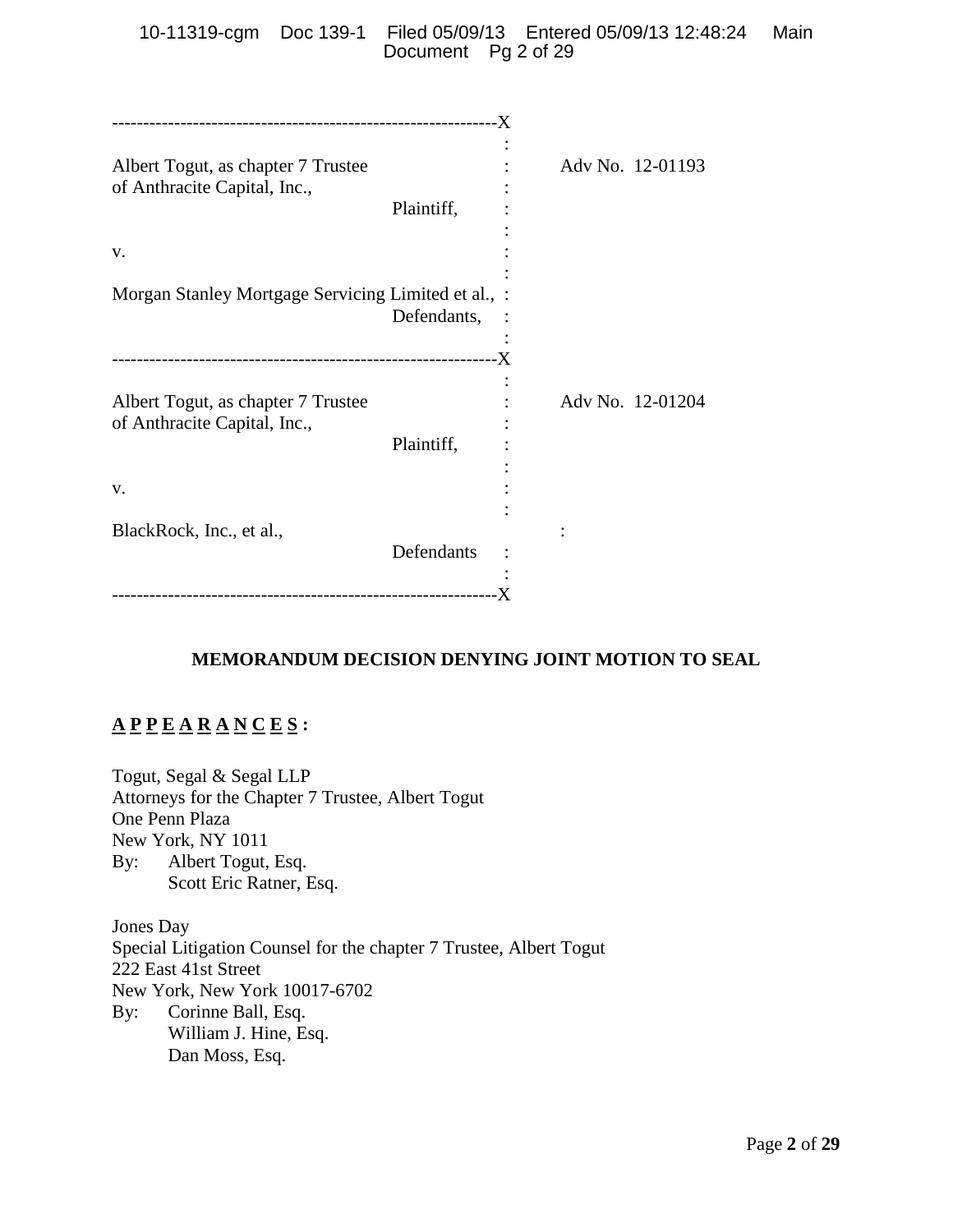| | |
|---|---|
| Albert Togut, as chapter 7 Trustee of Anthracite Capital, Inc.,<br>Plaintiff,<br><br>v.<br><br>Morgan Stanley Mortgage Servicing Limited et al.,<br>Defendants, | Adv No. 12-01193 |
| Albert Togut, as chapter 7 Trustee of Anthracite Capital, Inc.,<br>Plaintiff,<br><br>v.<br><br>BlackRock, Inc., et al.,<br>Defendants | Adv No. 12-01204 |

**MEMORANDUM DECISION DENYING JOINT MOTION TO SEAL**

**A P P E A R A N C E S :**

Togut, Segal & Segal LLP
Attorneys for the Chapter 7 Trustee, Albert Togut
One Penn Plaza
New York, NY 1011
By: Albert Togut, Esq.
Scott Eric Ratner, Esq.

Jones Day
Special Litigation Counsel for the chapter 7 Trustee, Albert Togut
222 East 41st Street
New York, New York 10017-6702
By: Corinne Ball, Esq.
William J. Hine, Esq.
Dan Moss, Esq.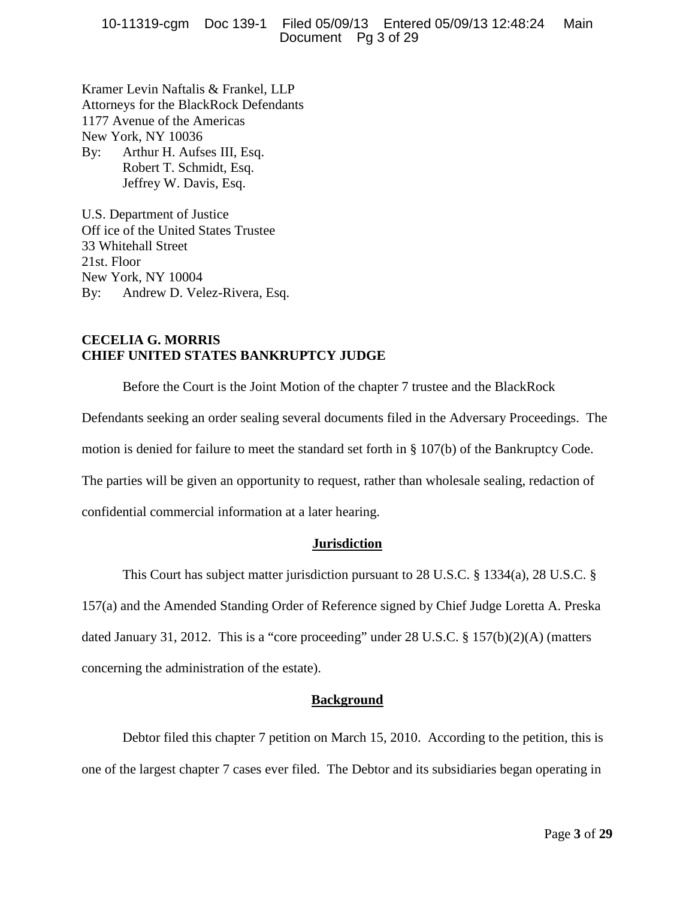Kramer Levin Naftalis & Frankel, LLP
Attorneys for the BlackRock Defendants
1177 Avenue of the Americas
New York, NY 10036
By: Arthur H. Aufses III, Esq.
Robert T. Schmidt, Esq.
Jeffrey W. Davis, Esq.

U.S. Department of Justice
Off ice of the United States Trustee
33 Whitehall Street
21st. Floor
New York, NY 10004
By: Andrew D. Velez-Rivera, Esq.

**CECELIA G. MORRIS**
**CHIEF UNITED STATES BANKRUPTCY JUDGE**

Before the Court is the Joint Motion of the chapter 7 trustee and the BlackRock Defendants seeking an order sealing several documents filed in the Adversary Proceedings. The motion is denied for failure to meet the standard set forth in § 107(b) of the Bankruptcy Code. The parties will be given an opportunity to request, rather than wholesale sealing, redaction of confidential commercial information at a later hearing.

## Jurisdiction

This Court has subject matter jurisdiction pursuant to 28 U.S.C. § 1334(a), 28 U.S.C. § 157(a) and the Amended Standing Order of Reference signed by Chief Judge Loretta A. Preska dated January 31, 2012. This is a "core proceeding" under 28 U.S.C. § 157(b)(2)(A) (matters concerning the administration of the estate).

## Background

Debtor filed this chapter 7 petition on March 15, 2010. According to the petition, this is one of the largest chapter 7 cases ever filed. The Debtor and its subsidiaries began operating in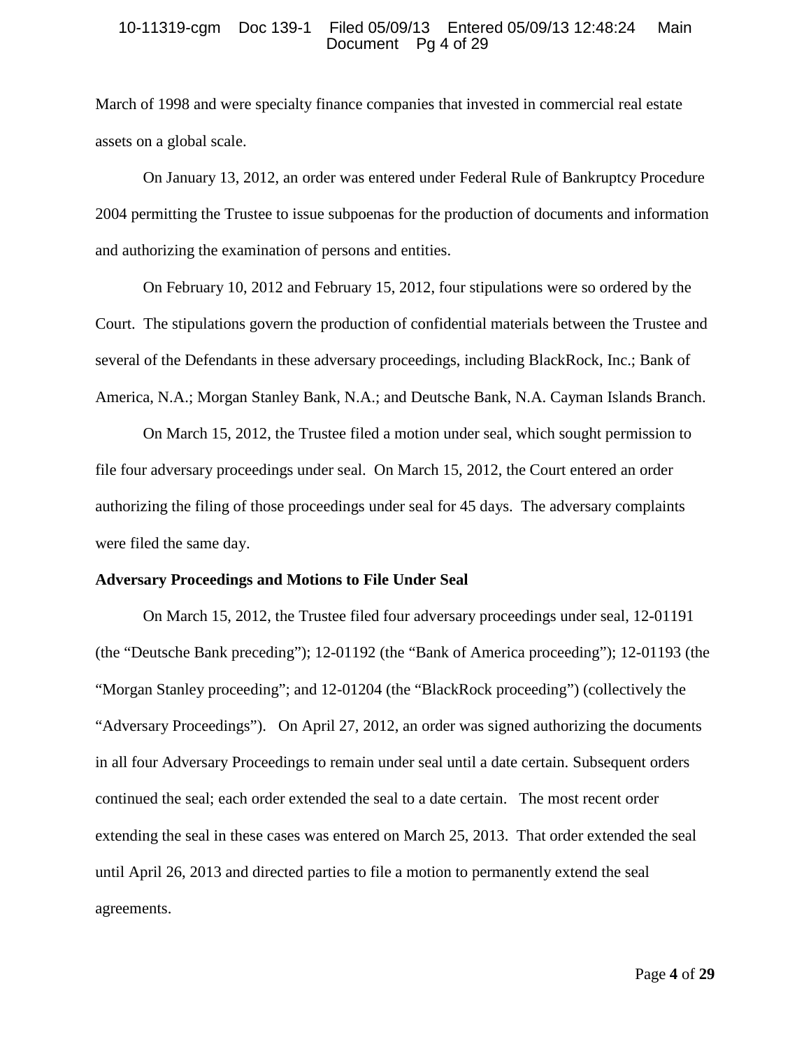March of 1998 and were specialty finance companies that invested in commercial real estate assets on a global scale.

On January 13, 2012, an order was entered under Federal Rule of Bankruptcy Procedure 2004 permitting the Trustee to issue subpoenas for the production of documents and information and authorizing the examination of persons and entities.

On February 10, 2012 and February 15, 2012, four stipulations were so ordered by the Court. The stipulations govern the production of confidential materials between the Trustee and several of the Defendants in these adversary proceedings, including BlackRock, Inc.; Bank of America, N.A.; Morgan Stanley Bank, N.A.; and Deutsche Bank, N.A. Cayman Islands Branch.

On March 15, 2012, the Trustee filed a motion under seal, which sought permission to file four adversary proceedings under seal. On March 15, 2012, the Court entered an order authorizing the filing of those proceedings under seal for 45 days. The adversary complaints were filed the same day.

**Adversary Proceedings and Motions to File Under Seal**

On March 15, 2012, the Trustee filed four adversary proceedings under seal, 12-01191 (the "Deutsche Bank preceding"); 12-01192 (the "Bank of America proceeding"); 12-01193 (the "Morgan Stanley proceeding"; and 12-01204 (the "BlackRock proceeding") (collectively the "Adversary Proceedings"). On April 27, 2012, an order was signed authorizing the documents in all four Adversary Proceedings to remain under seal until a date certain. Subsequent orders continued the seal; each order extended the seal to a date certain. The most recent order extending the seal in these cases was entered on March 25, 2013. That order extended the seal until April 26, 2013 and directed parties to file a motion to permanently extend the seal agreements.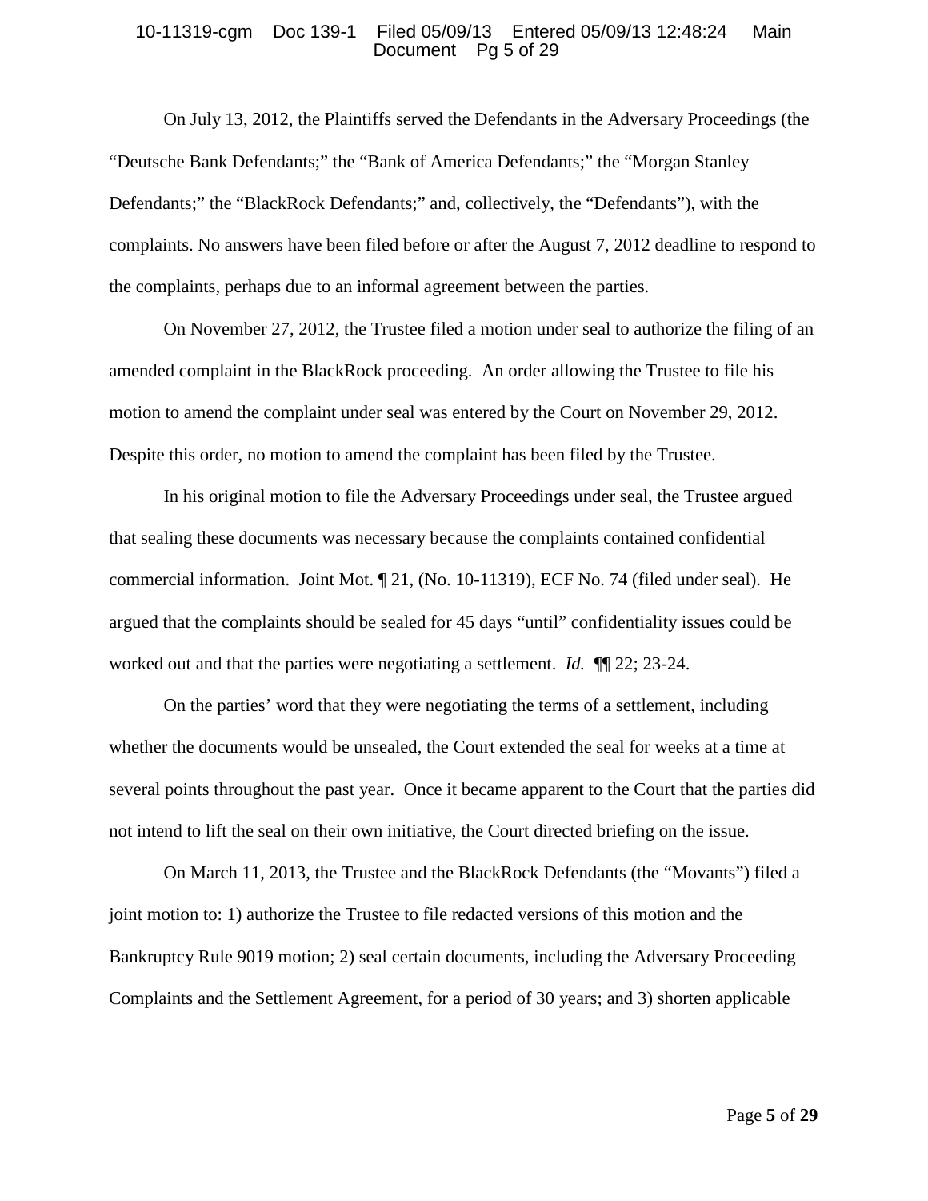On July 13, 2012, the Plaintiffs served the Defendants in the Adversary Proceedings (the "Deutsche Bank Defendants;" the "Bank of America Defendants;" the "Morgan Stanley Defendants;" the "BlackRock Defendants;" and, collectively, the "Defendants"), with the complaints. No answers have been filed before or after the August 7, 2012 deadline to respond to the complaints, perhaps due to an informal agreement between the parties.

On November 27, 2012, the Trustee filed a motion under seal to authorize the filing of an amended complaint in the BlackRock proceeding. An order allowing the Trustee to file his motion to amend the complaint under seal was entered by the Court on November 29, 2012. Despite this order, no motion to amend the complaint has been filed by the Trustee.

In his original motion to file the Adversary Proceedings under seal, the Trustee argued that sealing these documents was necessary because the complaints contained confidential commercial information. Joint Mot. ¶ 21, (No. 10-11319), ECF No. 74 (filed under seal). He argued that the complaints should be sealed for 45 days "until" confidentiality issues could be worked out and that the parties were negotiating a settlement. *Id.* ¶¶ 22; 23-24.

On the parties' word that they were negotiating the terms of a settlement, including whether the documents would be unsealed, the Court extended the seal for weeks at a time at several points throughout the past year. Once it became apparent to the Court that the parties did not intend to lift the seal on their own initiative, the Court directed briefing on the issue.

On March 11, 2013, the Trustee and the BlackRock Defendants (the "Movants") filed a joint motion to: 1) authorize the Trustee to file redacted versions of this motion and the Bankruptcy Rule 9019 motion; 2) seal certain documents, including the Adversary Proceeding Complaints and the Settlement Agreement, for a period of 30 years; and 3) shorten applicable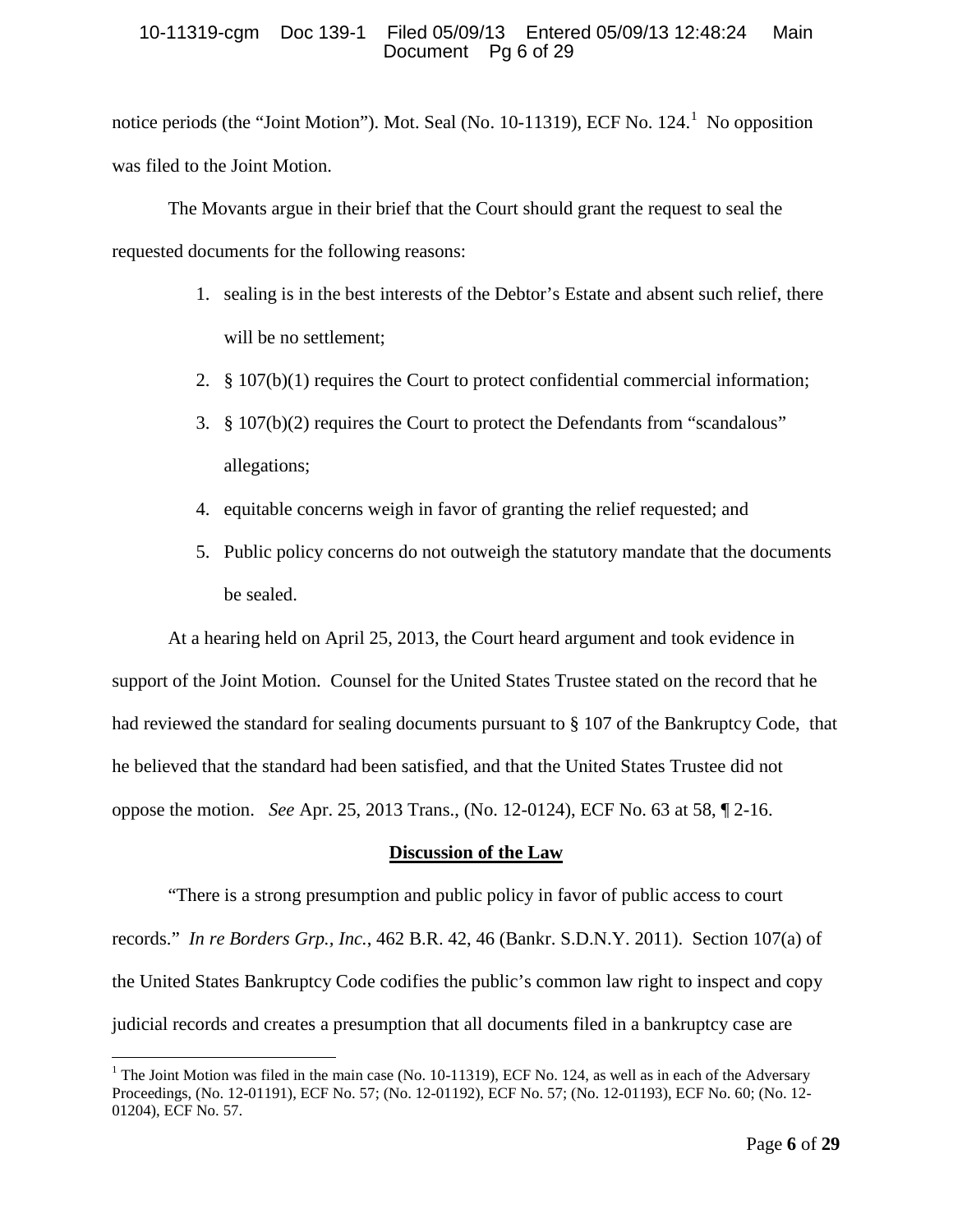notice periods (the "Joint Motion"). Mot. Seal (No. 10-11319), ECF No. 124.[1] No opposition was filed to the Joint Motion.

The Movants argue in their brief that the Court should grant the request to seal the requested documents for the following reasons:

1. sealing is in the best interests of the Debtor's Estate and absent such relief, there will be no settlement;
2. § 107(b)(1) requires the Court to protect confidential commercial information;
3. § 107(b)(2) requires the Court to protect the Defendants from "scandalous" allegations;
4. equitable concerns weigh in favor of granting the relief requested; and
5. Public policy concerns do not outweigh the statutory mandate that the documents be sealed.

At a hearing held on April 25, 2013, the Court heard argument and took evidence in support of the Joint Motion. Counsel for the United States Trustee stated on the record that he had reviewed the standard for sealing documents pursuant to § 107 of the Bankruptcy Code, that he believed that the standard had been satisfied, and that the United States Trustee did not oppose the motion. *See* Apr. 25, 2013 Trans., (No. 12-0124), ECF No. 63 at 58, ¶ 2-16.

**Discussion of the Law**

"There is a strong presumption and public policy in favor of public access to court records." *In re Borders Grp., Inc.*, 462 B.R. 42, 46 (Bankr. S.D.N.Y. 2011). Section 107(a) of the United States Bankruptcy Code codifies the public's common law right to inspect and copy judicial records and creates a presumption that all documents filed in a bankruptcy case are

[1] The Joint Motion was filed in the main case (No. 10-11319), ECF No. 124, as well as in each of the Adversary Proceedings, (No. 12-01191), ECF No. 57; (No. 12-01192), ECF No. 57; (No. 12-01193), ECF No. 60; (No. 12-01204), ECF No. 57.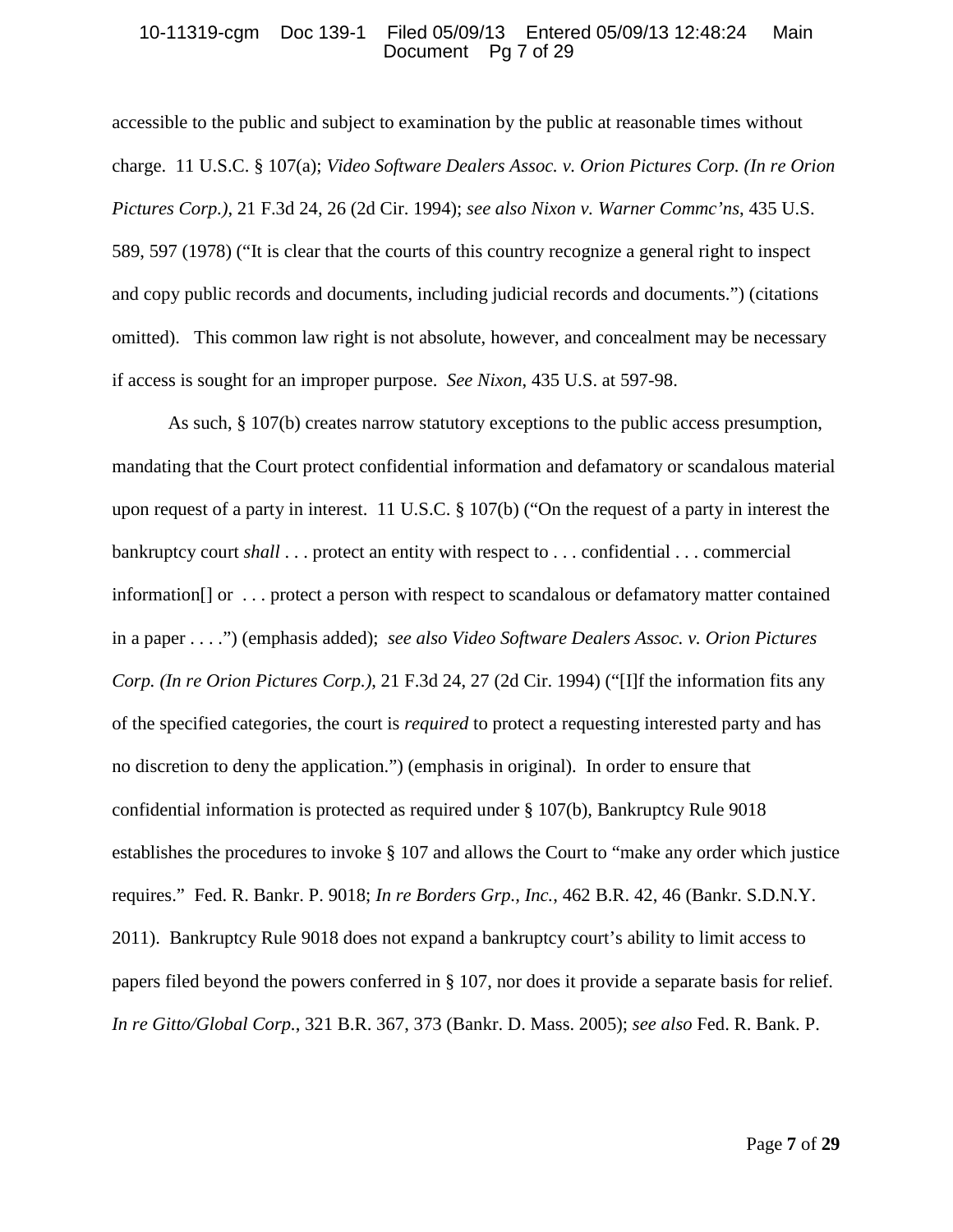accessible to the public and subject to examination by the public at reasonable times without charge. 11 U.S.C. § 107(a); *Video Software Dealers Assoc. v. Orion Pictures Corp. (In re Orion Pictures Corp.)*, 21 F.3d 24, 26 (2d Cir. 1994); *see also Nixon v. Warner Commc'ns*, 435 U.S. 589, 597 (1978) ("It is clear that the courts of this country recognize a general right to inspect and copy public records and documents, including judicial records and documents.") (citations omitted). This common law right is not absolute, however, and concealment may be necessary if access is sought for an improper purpose. *See Nixon*, 435 U.S. at 597-98.

As such, § 107(b) creates narrow statutory exceptions to the public access presumption, mandating that the Court protect confidential information and defamatory or scandalous material upon request of a party in interest. 11 U.S.C. § 107(b) ("On the request of a party in interest the bankruptcy court *shall* . . . protect an entity with respect to . . . confidential . . . commercial information[] or . . . protect a person with respect to scandalous or defamatory matter contained in a paper . . . .") (emphasis added); *see also Video Software Dealers Assoc. v. Orion Pictures Corp. (In re Orion Pictures Corp.)*, 21 F.3d 24, 27 (2d Cir. 1994) ("[I]f the information fits any of the specified categories, the court is *required* to protect a requesting interested party and has no discretion to deny the application.") (emphasis in original). In order to ensure that confidential information is protected as required under § 107(b), Bankruptcy Rule 9018 establishes the procedures to invoke § 107 and allows the Court to "make any order which justice requires." Fed. R. Bankr. P. 9018; *In re Borders Grp., Inc.*, 462 B.R. 42, 46 (Bankr. S.D.N.Y. 2011). Bankruptcy Rule 9018 does not expand a bankruptcy court's ability to limit access to papers filed beyond the powers conferred in § 107, nor does it provide a separate basis for relief. *In re Gitto/Global Corp.*, 321 B.R. 367, 373 (Bankr. D. Mass. 2005); *see also* Fed. R. Bank. P.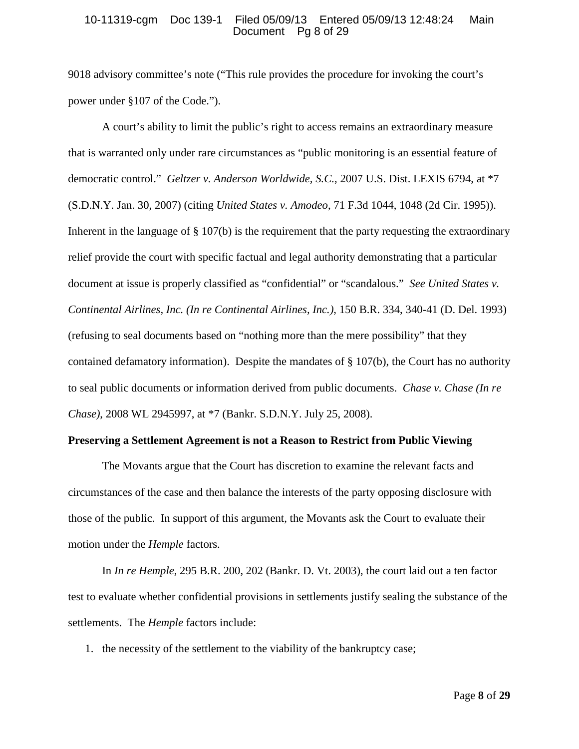9018 advisory committee's note ("This rule provides the procedure for invoking the court's power under §107 of the Code.").

A court's ability to limit the public's right to access remains an extraordinary measure that is warranted only under rare circumstances as "public monitoring is an essential feature of democratic control." *Geltzer v. Anderson Worldwide, S.C.*, 2007 U.S. Dist. LEXIS 6794, at *7 (S.D.N.Y. Jan. 30, 2007) (citing *United States v. Amodeo*, 71 F.3d 1044, 1048 (2d Cir. 1995)). Inherent in the language of § 107(b) is the requirement that the party requesting the extraordinary relief provide the court with specific factual and legal authority demonstrating that a particular document at issue is properly classified as "confidential" or "scandalous." *See United States v. Continental Airlines, Inc. (In re Continental Airlines, Inc.)*, 150 B.R. 334, 340-41 (D. Del. 1993) (refusing to seal documents based on "nothing more than the mere possibility" that they contained defamatory information). Despite the mandates of § 107(b), the Court has no authority to seal public documents or information derived from public documents. *Chase v. Chase (In re Chase)*, 2008 WL 2945997, at *7 (Bankr. S.D.N.Y. July 25, 2008).

**Preserving a Settlement Agreement is not a Reason to Restrict from Public Viewing**

The Movants argue that the Court has discretion to examine the relevant facts and circumstances of the case and then balance the interests of the party opposing disclosure with those of the public. In support of this argument, the Movants ask the Court to evaluate their motion under the *Hemple* factors.

In *In re Hemple*, 295 B.R. 200, 202 (Bankr. D. Vt. 2003), the court laid out a ten factor test to evaluate whether confidential provisions in settlements justify sealing the substance of the settlements. The *Hemple* factors include:

1. the necessity of the settlement to the viability of the bankruptcy case;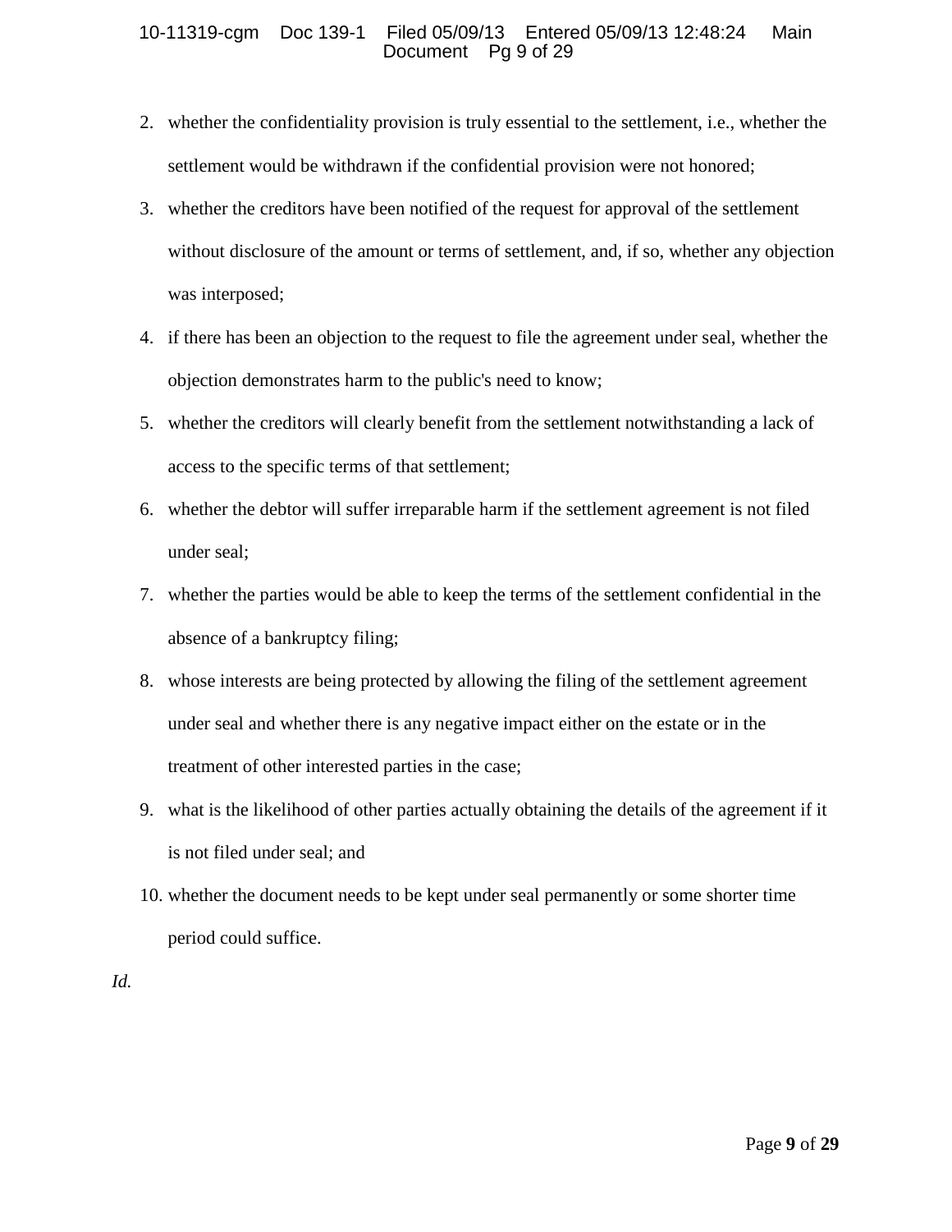2. whether the confidentiality provision is truly essential to the settlement, i.e., whether the settlement would be withdrawn if the confidential provision were not honored;
3. whether the creditors have been notified of the request for approval of the settlement without disclosure of the amount or terms of settlement, and, if so, whether any objection was interposed;
4. if there has been an objection to the request to file the agreement under seal, whether the objection demonstrates harm to the public's need to know;
5. whether the creditors will clearly benefit from the settlement notwithstanding a lack of access to the specific terms of that settlement;
6. whether the debtor will suffer irreparable harm if the settlement agreement is not filed under seal;
7. whether the parties would be able to keep the terms of the settlement confidential in the absence of a bankruptcy filing;
8. whose interests are being protected by allowing the filing of the settlement agreement under seal and whether there is any negative impact either on the estate or in the treatment of other interested parties in the case;
9. what is the likelihood of other parties actually obtaining the details of the agreement if it is not filed under seal; and
10. whether the document needs to be kept under seal permanently or some shorter time period could suffice.

*Id.*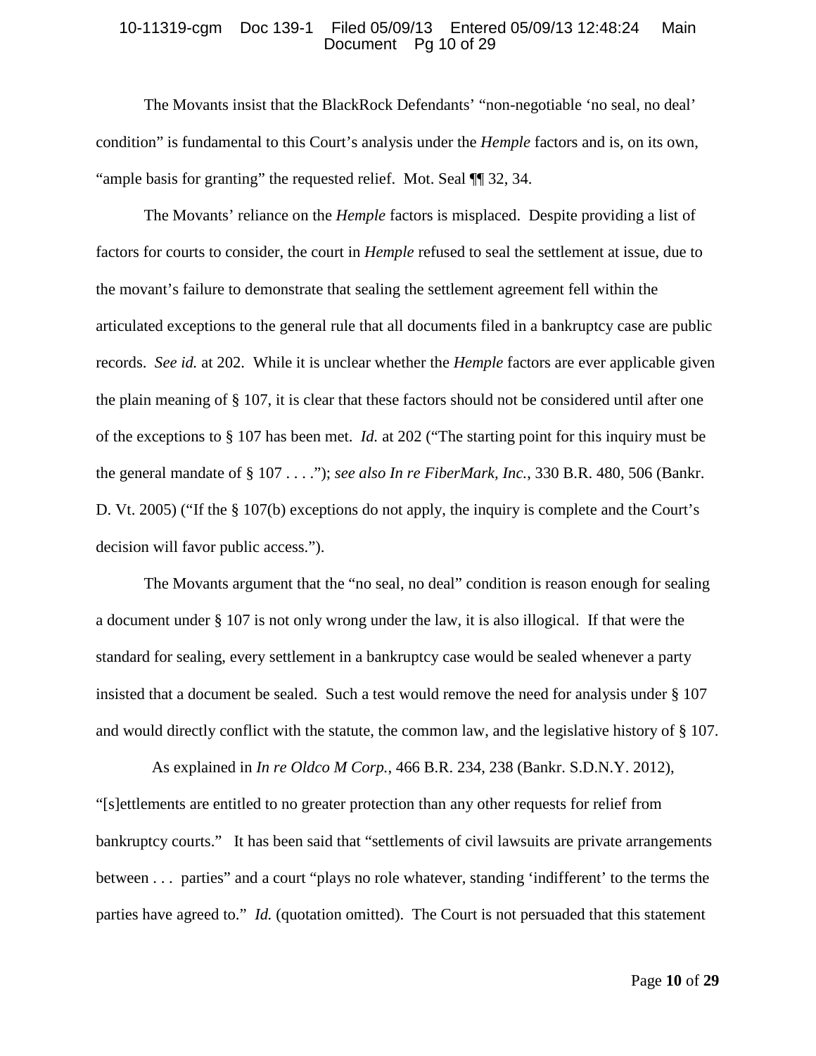The Movants insist that the BlackRock Defendants' "non-negotiable 'no seal, no deal' condition" is fundamental to this Court's analysis under the *Hemple* factors and is, on its own, "ample basis for granting" the requested relief. Mot. Seal ¶¶ 32, 34.

The Movants' reliance on the *Hemple* factors is misplaced. Despite providing a list of factors for courts to consider, the court in *Hemple* refused to seal the settlement at issue, due to the movant's failure to demonstrate that sealing the settlement agreement fell within the articulated exceptions to the general rule that all documents filed in a bankruptcy case are public records. *See id.* at 202. While it is unclear whether the *Hemple* factors are ever applicable given the plain meaning of § 107, it is clear that these factors should not be considered until after one of the exceptions to § 107 has been met. *Id.* at 202 ("The starting point for this inquiry must be the general mandate of § 107 . . . ."); *see also In re FiberMark, Inc.*, 330 B.R. 480, 506 (Bankr. D. Vt. 2005) ("If the § 107(b) exceptions do not apply, the inquiry is complete and the Court's decision will favor public access.").

The Movants argument that the "no seal, no deal" condition is reason enough for sealing a document under § 107 is not only wrong under the law, it is also illogical. If that were the standard for sealing, every settlement in a bankruptcy case would be sealed whenever a party insisted that a document be sealed. Such a test would remove the need for analysis under § 107 and would directly conflict with the statute, the common law, and the legislative history of § 107.

As explained in *In re Oldco M Corp.*, 466 B.R. 234, 238 (Bankr. S.D.N.Y. 2012), "[s]ettlements are entitled to no greater protection than any other requests for relief from bankruptcy courts." It has been said that "settlements of civil lawsuits are private arrangements between . . . parties" and a court "plays no role whatever, standing 'indifferent' to the terms the parties have agreed to." *Id.* (quotation omitted). The Court is not persuaded that this statement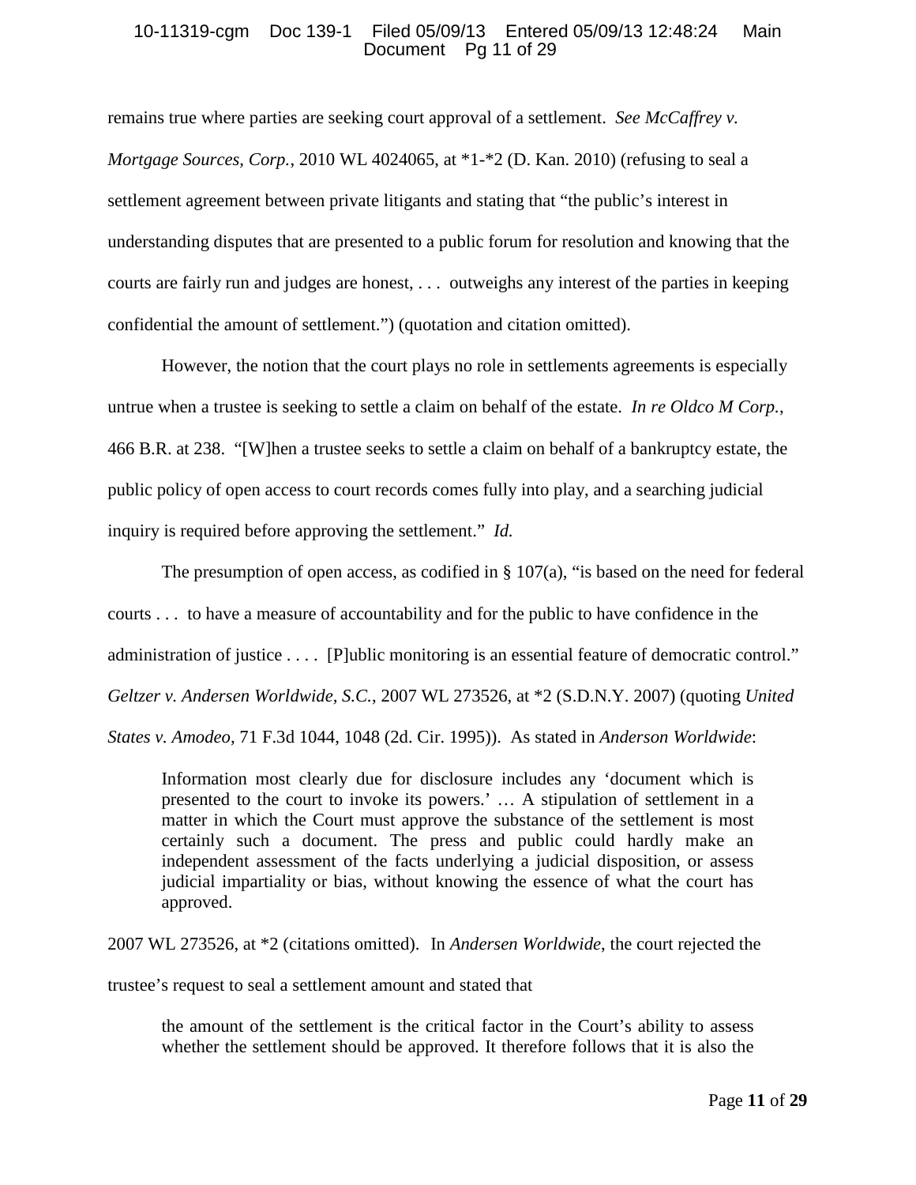remains true where parties are seeking court approval of a settlement. *See McCaffrey v. Mortgage Sources, Corp.*, 2010 WL 4024065, at *1-*2 (D. Kan. 2010) (refusing to seal a settlement agreement between private litigants and stating that "the public's interest in understanding disputes that are presented to a public forum for resolution and knowing that the courts are fairly run and judges are honest, . . . outweighs any interest of the parties in keeping confidential the amount of settlement.") (quotation and citation omitted).

However, the notion that the court plays no role in settlements agreements is especially untrue when a trustee is seeking to settle a claim on behalf of the estate. *In re Oldco M Corp.*, 466 B.R. at 238. "[W]hen a trustee seeks to settle a claim on behalf of a bankruptcy estate, the public policy of open access to court records comes fully into play, and a searching judicial inquiry is required before approving the settlement." *Id.*

The presumption of open access, as codified in § 107(a), "is based on the need for federal courts . . . to have a measure of accountability and for the public to have confidence in the administration of justice . . . . [P]ublic monitoring is an essential feature of democratic control." *Geltzer v. Andersen Worldwide, S.C.*, 2007 WL 273526, at *2 (S.D.N.Y. 2007) (quoting *United States v. Amodeo*, 71 F.3d 1044, 1048 (2d. Cir. 1995)). As stated in *Anderson Worldwide*:

> Information most clearly due for disclosure includes any 'document which is presented to the court to invoke its powers.' … A stipulation of settlement in a matter in which the Court must approve the substance of the settlement is most certainly such a document. The press and public could hardly make an independent assessment of the facts underlying a judicial disposition, or assess judicial impartiality or bias, without knowing the essence of what the court has approved.

2007 WL 273526, at *2 (citations omitted). In *Andersen Worldwide*, the court rejected the trustee's request to seal a settlement amount and stated that

> the amount of the settlement is the critical factor in the Court's ability to assess whether the settlement should be approved. It therefore follows that it is also the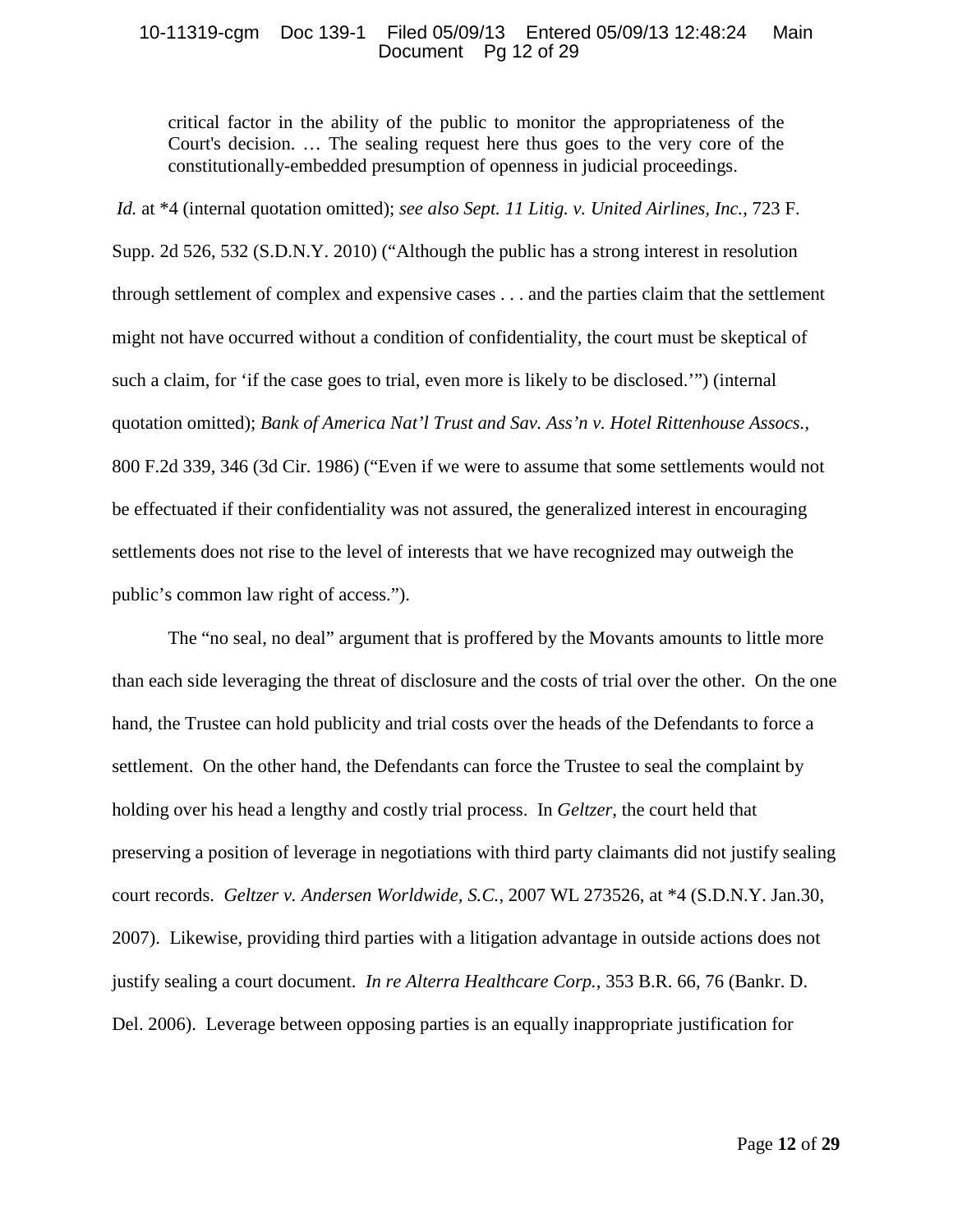> critical factor in the ability of the public to monitor the appropriateness of the Court's decision. … The sealing request here thus goes to the very core of the constitutionally-embedded presumption of openness in judicial proceedings.

*Id.* at *4 (internal quotation omitted); *see also Sept. 11 Litig. v. United Airlines, Inc.*, 723 F. Supp. 2d 526, 532 (S.D.N.Y. 2010) ("Although the public has a strong interest in resolution through settlement of complex and expensive cases . . . and the parties claim that the settlement might not have occurred without a condition of confidentiality, the court must be skeptical of such a claim, for 'if the case goes to trial, even more is likely to be disclosed.'") (internal quotation omitted); *Bank of America Nat'l Trust and Sav. Ass'n v. Hotel Rittenhouse Assocs.*, 800 F.2d 339, 346 (3d Cir. 1986) ("Even if we were to assume that some settlements would not be effectuated if their confidentiality was not assured, the generalized interest in encouraging settlements does not rise to the level of interests that we have recognized may outweigh the public's common law right of access.").

The "no seal, no deal" argument that is proffered by the Movants amounts to little more than each side leveraging the threat of disclosure and the costs of trial over the other. On the one hand, the Trustee can hold publicity and trial costs over the heads of the Defendants to force a settlement. On the other hand, the Defendants can force the Trustee to seal the complaint by holding over his head a lengthy and costly trial process. In *Geltzer*, the court held that preserving a position of leverage in negotiations with third party claimants did not justify sealing court records. *Geltzer v. Andersen Worldwide, S.C.*, 2007 WL 273526, at *4 (S.D.N.Y. Jan.30, 2007). Likewise, providing third parties with a litigation advantage in outside actions does not justify sealing a court document. *In re Alterra Healthcare Corp.*, 353 B.R. 66, 76 (Bankr. D. Del. 2006). Leverage between opposing parties is an equally inappropriate justification for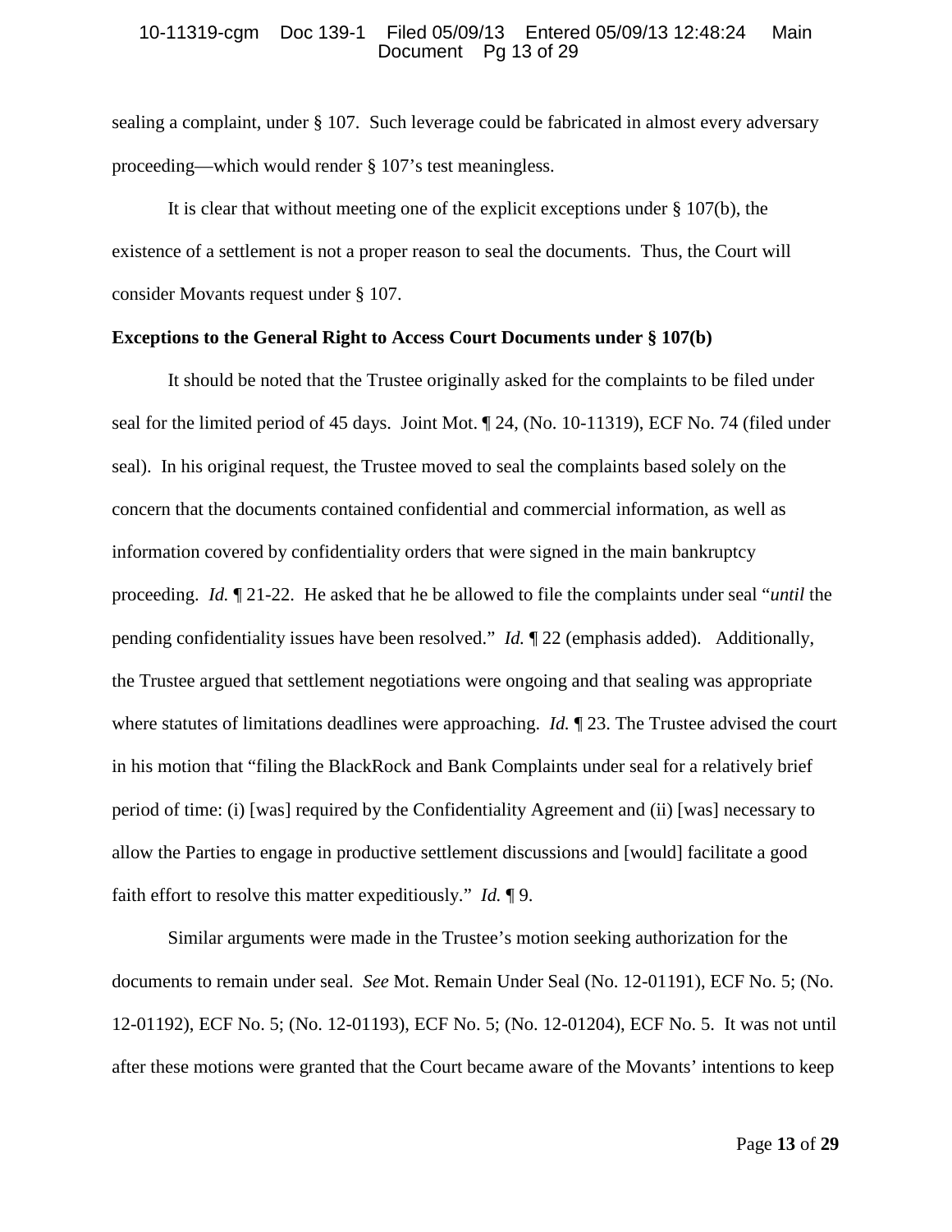sealing a complaint, under § 107. Such leverage could be fabricated in almost every adversary proceeding—which would render § 107's test meaningless.

It is clear that without meeting one of the explicit exceptions under § 107(b), the existence of a settlement is not a proper reason to seal the documents. Thus, the Court will consider Movants request under § 107.

**Exceptions to the General Right to Access Court Documents under § 107(b)**

It should be noted that the Trustee originally asked for the complaints to be filed under seal for the limited period of 45 days. Joint Mot. ¶ 24, (No. 10-11319), ECF No. 74 (filed under seal). In his original request, the Trustee moved to seal the complaints based solely on the concern that the documents contained confidential and commercial information, as well as information covered by confidentiality orders that were signed in the main bankruptcy proceeding. *Id.* ¶ 21-22. He asked that he be allowed to file the complaints under seal "*until* the pending confidentiality issues have been resolved." *Id.* ¶ 22 (emphasis added). Additionally, the Trustee argued that settlement negotiations were ongoing and that sealing was appropriate where statutes of limitations deadlines were approaching. *Id.* ¶ 23. The Trustee advised the court in his motion that "filing the BlackRock and Bank Complaints under seal for a relatively brief period of time: (i) [was] required by the Confidentiality Agreement and (ii) [was] necessary to allow the Parties to engage in productive settlement discussions and [would] facilitate a good faith effort to resolve this matter expeditiously." *Id.* ¶ 9.

Similar arguments were made in the Trustee's motion seeking authorization for the documents to remain under seal. *See* Mot. Remain Under Seal (No. 12-01191), ECF No. 5; (No. 12-01192), ECF No. 5; (No. 12-01193), ECF No. 5; (No. 12-01204), ECF No. 5. It was not until after these motions were granted that the Court became aware of the Movants' intentions to keep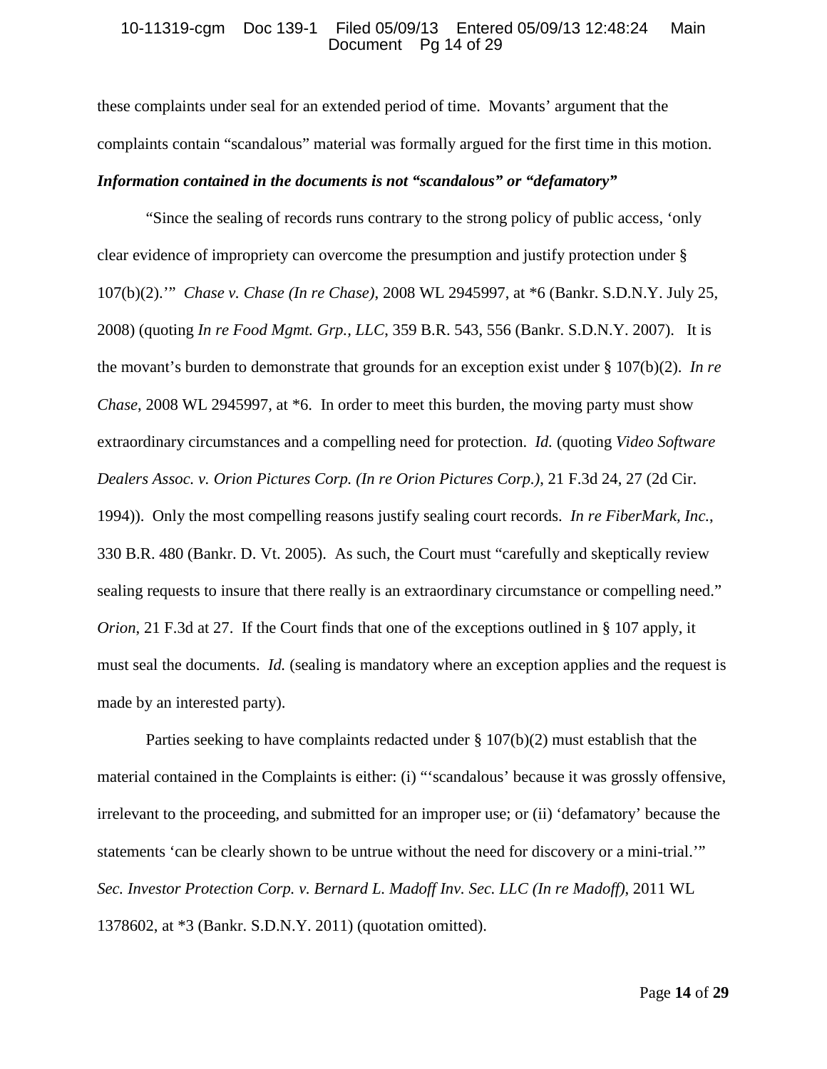these complaints under seal for an extended period of time. Movants' argument that the complaints contain "scandalous" material was formally argued for the first time in this motion.

***Information contained in the documents is not "scandalous" or "defamatory"***

"Since the sealing of records runs contrary to the strong policy of public access, 'only clear evidence of impropriety can overcome the presumption and justify protection under § 107(b)(2).'" *Chase v. Chase (In re Chase)*, 2008 WL 2945997, at *6 (Bankr. S.D.N.Y. July 25, 2008) (quoting *In re Food Mgmt. Grp., LLC*, 359 B.R. 543, 556 (Bankr. S.D.N.Y. 2007). It is the movant's burden to demonstrate that grounds for an exception exist under § 107(b)(2). *In re Chase*, 2008 WL 2945997, at *6. In order to meet this burden, the moving party must show extraordinary circumstances and a compelling need for protection. *Id.* (quoting *Video Software Dealers Assoc. v. Orion Pictures Corp. (In re Orion Pictures Corp.)*, 21 F.3d 24, 27 (2d Cir. 1994)). Only the most compelling reasons justify sealing court records. *In re FiberMark, Inc.*, 330 B.R. 480 (Bankr. D. Vt. 2005). As such, the Court must "carefully and skeptically review sealing requests to insure that there really is an extraordinary circumstance or compelling need." *Orion*, 21 F.3d at 27. If the Court finds that one of the exceptions outlined in § 107 apply, it must seal the documents. *Id.* (sealing is mandatory where an exception applies and the request is made by an interested party).

Parties seeking to have complaints redacted under § 107(b)(2) must establish that the material contained in the Complaints is either: (i) "'scandalous' because it was grossly offensive, irrelevant to the proceeding, and submitted for an improper use; or (ii) 'defamatory' because the statements 'can be clearly shown to be untrue without the need for discovery or a mini-trial.'" *Sec. Investor Protection Corp. v. Bernard L. Madoff Inv. Sec. LLC (In re Madoff)*, 2011 WL 1378602, at *3 (Bankr. S.D.N.Y. 2011) (quotation omitted).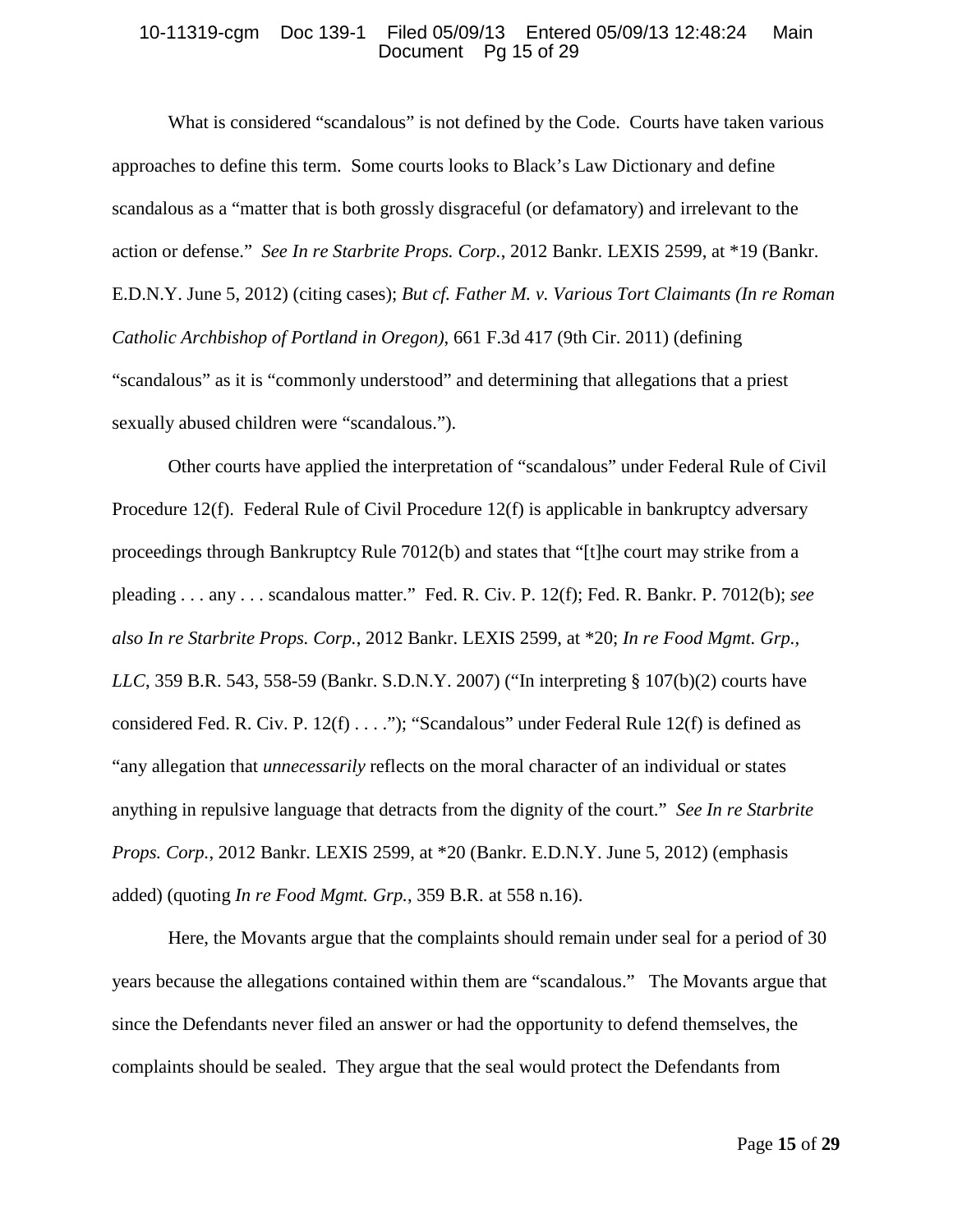What is considered "scandalous" is not defined by the Code. Courts have taken various approaches to define this term. Some courts looks to Black's Law Dictionary and define scandalous as a "matter that is both grossly disgraceful (or defamatory) and irrelevant to the action or defense." *See In re Starbrite Props. Corp.*, 2012 Bankr. LEXIS 2599, at *19 (Bankr. E.D.N.Y. June 5, 2012) (citing cases); *But cf. Father M. v. Various Tort Claimants (In re Roman Catholic Archbishop of Portland in Oregon)*, 661 F.3d 417 (9th Cir. 2011) (defining "scandalous" as it is "commonly understood" and determining that allegations that a priest sexually abused children were "scandalous.").

Other courts have applied the interpretation of "scandalous" under Federal Rule of Civil Procedure 12(f). Federal Rule of Civil Procedure 12(f) is applicable in bankruptcy adversary proceedings through Bankruptcy Rule 7012(b) and states that "[t]he court may strike from a pleading . . . any . . . scandalous matter." Fed. R. Civ. P. 12(f); Fed. R. Bankr. P. 7012(b); *see also In re Starbrite Props. Corp.*, 2012 Bankr. LEXIS 2599, at *20; *In re Food Mgmt. Grp., LLC*, 359 B.R. 543, 558-59 (Bankr. S.D.N.Y. 2007) ("In interpreting § 107(b)(2) courts have considered Fed. R. Civ. P. 12(f) . . . ."); "Scandalous" under Federal Rule 12(f) is defined as "any allegation that *unnecessarily* reflects on the moral character of an individual or states anything in repulsive language that detracts from the dignity of the court." *See In re Starbrite Props. Corp.*, 2012 Bankr. LEXIS 2599, at *20 (Bankr. E.D.N.Y. June 5, 2012) (emphasis added) (quoting *In re Food Mgmt. Grp.*, 359 B.R. at 558 n.16).

Here, the Movants argue that the complaints should remain under seal for a period of 30 years because the allegations contained within them are "scandalous." The Movants argue that since the Defendants never filed an answer or had the opportunity to defend themselves, the complaints should be sealed. They argue that the seal would protect the Defendants from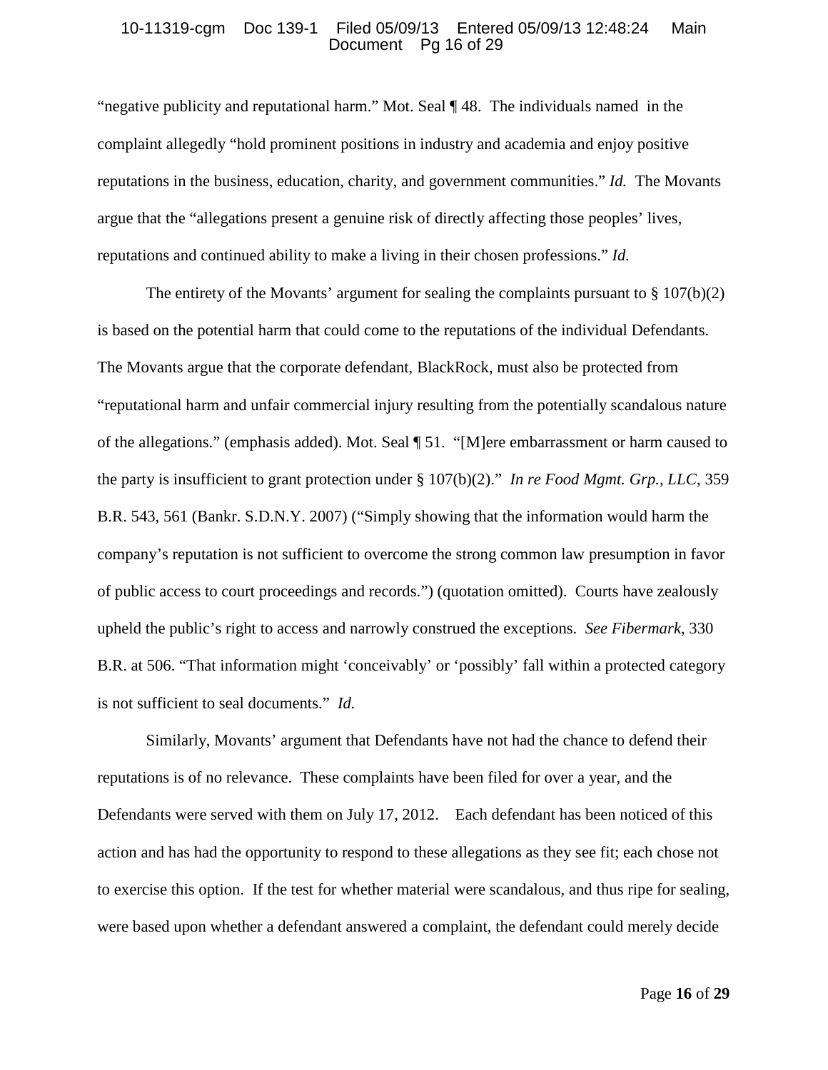"negative publicity and reputational harm." Mot. Seal ¶ 48. The individuals named in the complaint allegedly "hold prominent positions in industry and academia and enjoy positive reputations in the business, education, charity, and government communities." *Id.* The Movants argue that the "allegations present a genuine risk of directly affecting those peoples' lives, reputations and continued ability to make a living in their chosen professions." *Id.*

The entirety of the Movants' argument for sealing the complaints pursuant to § 107(b)(2) is based on the potential harm that could come to the reputations of the individual Defendants. The Movants argue that the corporate defendant, BlackRock, must also be protected from "reputational harm and unfair commercial injury resulting from the potentially scandalous nature of the allegations." (emphasis added). Mot. Seal ¶ 51. "[M]ere embarrassment or harm caused to the party is insufficient to grant protection under § 107(b)(2)." *In re Food Mgmt. Grp., LLC*, 359 B.R. 543, 561 (Bankr. S.D.N.Y. 2007) ("Simply showing that the information would harm the company's reputation is not sufficient to overcome the strong common law presumption in favor of public access to court proceedings and records.") (quotation omitted). Courts have zealously upheld the public's right to access and narrowly construed the exceptions. *See Fibermark*, 330 B.R. at 506. "That information might 'conceivably' or 'possibly' fall within a protected category is not sufficient to seal documents." *Id.*

Similarly, Movants' argument that Defendants have not had the chance to defend their reputations is of no relevance. These complaints have been filed for over a year, and the Defendants were served with them on July 17, 2012. Each defendant has been noticed of this action and has had the opportunity to respond to these allegations as they see fit; each chose not to exercise this option. If the test for whether material were scandalous, and thus ripe for sealing, were based upon whether a defendant answered a complaint, the defendant could merely decide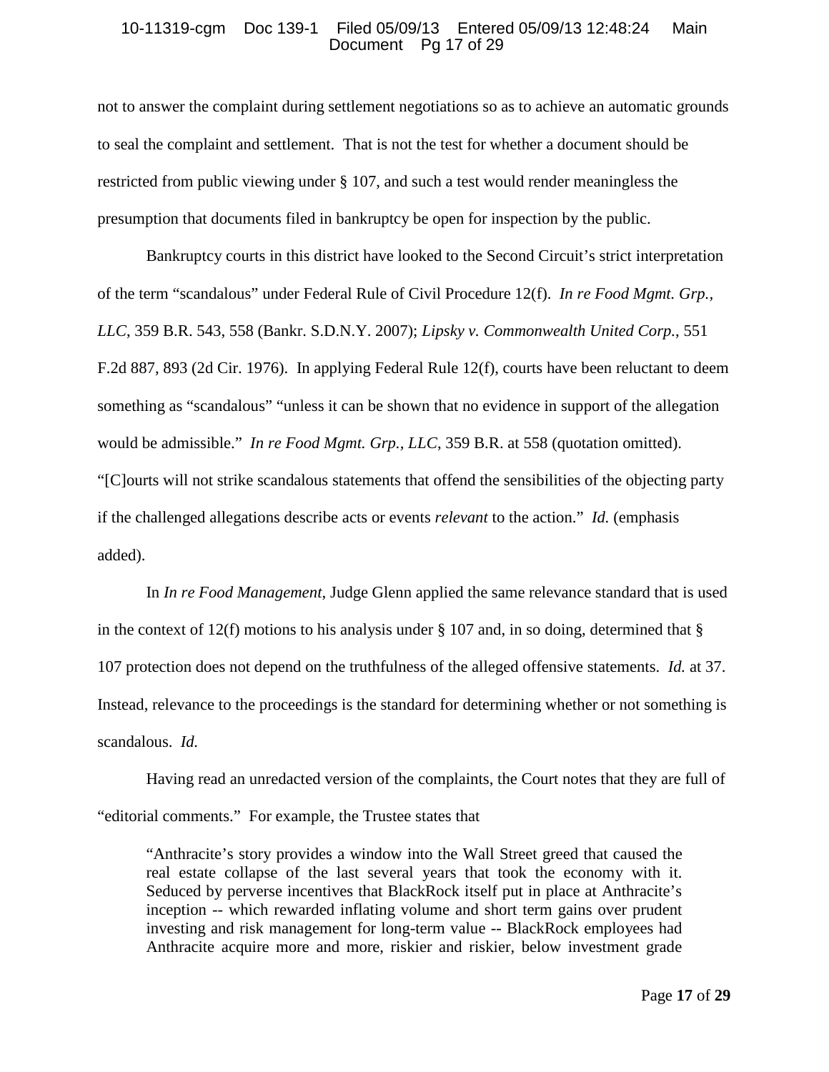not to answer the complaint during settlement negotiations so as to achieve an automatic grounds to seal the complaint and settlement. That is not the test for whether a document should be restricted from public viewing under § 107, and such a test would render meaningless the presumption that documents filed in bankruptcy be open for inspection by the public.

Bankruptcy courts in this district have looked to the Second Circuit's strict interpretation of the term "scandalous" under Federal Rule of Civil Procedure 12(f). *In re Food Mgmt. Grp., LLC*, 359 B.R. 543, 558 (Bankr. S.D.N.Y. 2007); *Lipsky v. Commonwealth United Corp.*, 551 F.2d 887, 893 (2d Cir. 1976). In applying Federal Rule 12(f), courts have been reluctant to deem something as "scandalous" "unless it can be shown that no evidence in support of the allegation would be admissible." *In re Food Mgmt. Grp., LLC*, 359 B.R. at 558 (quotation omitted). "[C]ourts will not strike scandalous statements that offend the sensibilities of the objecting party if the challenged allegations describe acts or events *relevant* to the action." *Id.* (emphasis added).

In *In re Food Management*, Judge Glenn applied the same relevance standard that is used in the context of 12(f) motions to his analysis under § 107 and, in so doing, determined that § 107 protection does not depend on the truthfulness of the alleged offensive statements. *Id.* at 37. Instead, relevance to the proceedings is the standard for determining whether or not something is scandalous. *Id.*

Having read an unredacted version of the complaints, the Court notes that they are full of "editorial comments." For example, the Trustee states that

> "Anthracite's story provides a window into the Wall Street greed that caused the real estate collapse of the last several years that took the economy with it. Seduced by perverse incentives that BlackRock itself put in place at Anthracite's inception -- which rewarded inflating volume and short term gains over prudent investing and risk management for long-term value -- BlackRock employees had Anthracite acquire more and more, riskier and riskier, below investment grade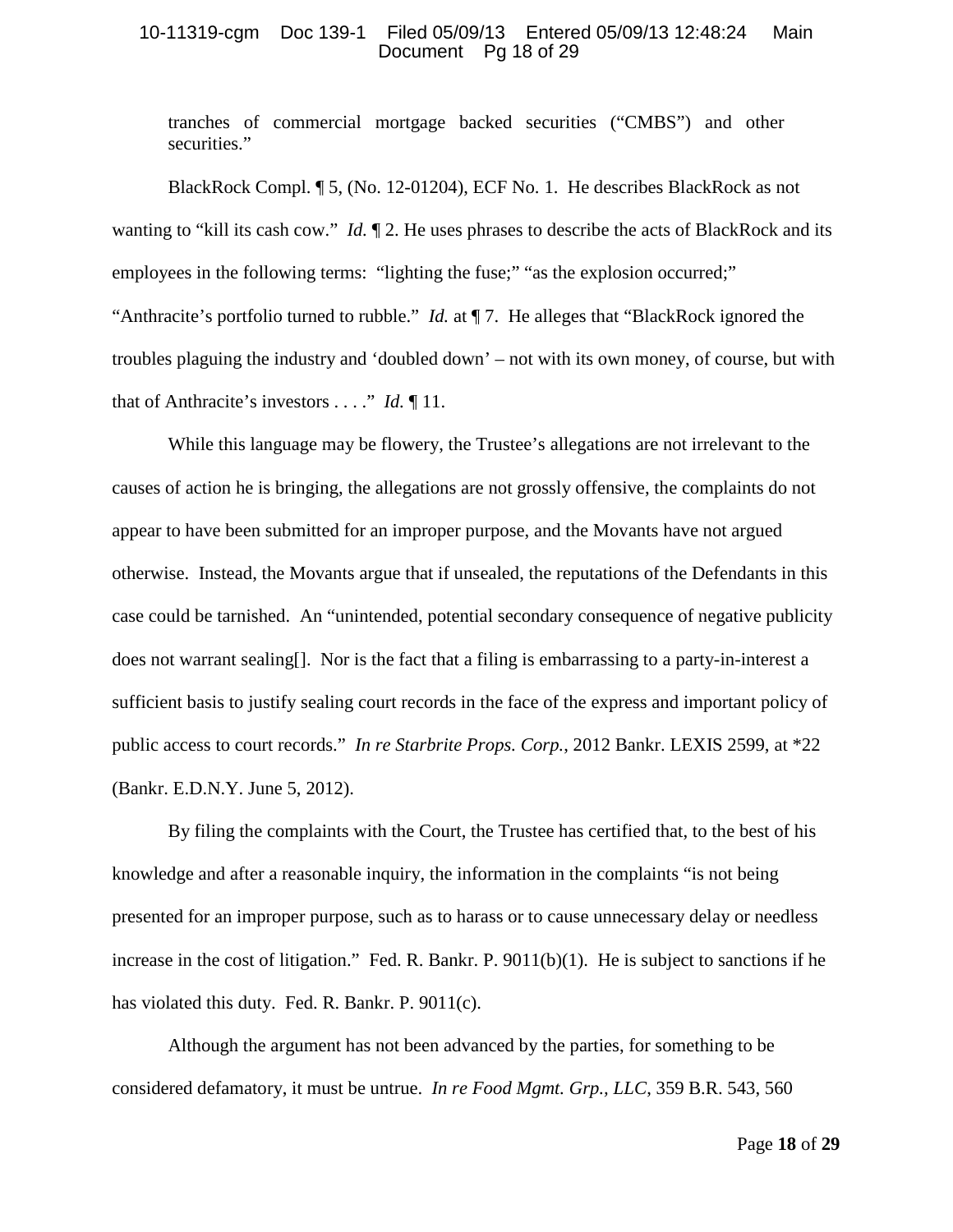tranches of commercial mortgage backed securities ("CMBS") and other securities."

BlackRock Compl. ¶ 5, (No. 12-01204), ECF No. 1. He describes BlackRock as not wanting to "kill its cash cow." *Id.* ¶ 2. He uses phrases to describe the acts of BlackRock and its employees in the following terms: "lighting the fuse;" "as the explosion occurred;" "Anthracite's portfolio turned to rubble." *Id.* at ¶ 7. He alleges that "BlackRock ignored the troubles plaguing the industry and 'doubled down' – not with its own money, of course, but with that of Anthracite's investors . . . ." *Id.* ¶ 11.

While this language may be flowery, the Trustee's allegations are not irrelevant to the causes of action he is bringing, the allegations are not grossly offensive, the complaints do not appear to have been submitted for an improper purpose, and the Movants have not argued otherwise. Instead, the Movants argue that if unsealed, the reputations of the Defendants in this case could be tarnished. An "unintended, potential secondary consequence of negative publicity does not warrant sealing[]. Nor is the fact that a filing is embarrassing to a party-in-interest a sufficient basis to justify sealing court records in the face of the express and important policy of public access to court records." *In re Starbrite Props. Corp.*, 2012 Bankr. LEXIS 2599, at *22 (Bankr. E.D.N.Y. June 5, 2012).

By filing the complaints with the Court, the Trustee has certified that, to the best of his knowledge and after a reasonable inquiry, the information in the complaints "is not being presented for an improper purpose, such as to harass or to cause unnecessary delay or needless increase in the cost of litigation." Fed. R. Bankr. P. 9011(b)(1). He is subject to sanctions if he has violated this duty. Fed. R. Bankr. P. 9011(c).

Although the argument has not been advanced by the parties, for something to be considered defamatory, it must be untrue. *In re Food Mgmt. Grp., LLC*, 359 B.R. 543, 560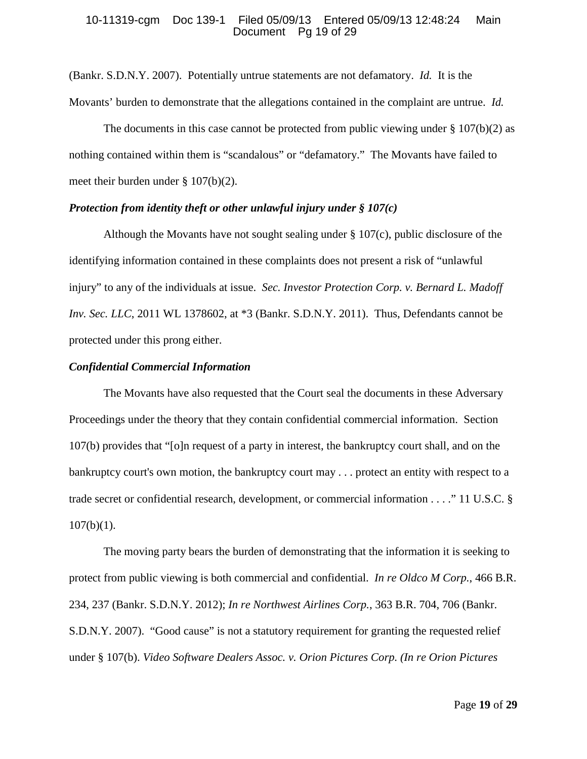(Bankr. S.D.N.Y. 2007). Potentially untrue statements are not defamatory. *Id.* It is the Movants' burden to demonstrate that the allegations contained in the complaint are untrue. *Id.*

The documents in this case cannot be protected from public viewing under § 107(b)(2) as nothing contained within them is "scandalous" or "defamatory." The Movants have failed to meet their burden under § 107(b)(2).

***Protection from identity theft or other unlawful injury under § 107(c)***

Although the Movants have not sought sealing under § 107(c), public disclosure of the identifying information contained in these complaints does not present a risk of "unlawful injury" to any of the individuals at issue. *Sec. Investor Protection Corp. v. Bernard L. Madoff Inv. Sec. LLC*, 2011 WL 1378602, at *3 (Bankr. S.D.N.Y. 2011). Thus, Defendants cannot be protected under this prong either.

***Confidential Commercial Information***

The Movants have also requested that the Court seal the documents in these Adversary Proceedings under the theory that they contain confidential commercial information. Section 107(b) provides that "[o]n request of a party in interest, the bankruptcy court shall, and on the bankruptcy court's own motion, the bankruptcy court may . . . protect an entity with respect to a trade secret or confidential research, development, or commercial information . . . ." 11 U.S.C. § 107(b)(1).

The moving party bears the burden of demonstrating that the information it is seeking to protect from public viewing is both commercial and confidential. *In re Oldco M Corp.*, 466 B.R. 234, 237 (Bankr. S.D.N.Y. 2012); *In re Northwest Airlines Corp.*, 363 B.R. 704, 706 (Bankr. S.D.N.Y. 2007). "Good cause" is not a statutory requirement for granting the requested relief under § 107(b). *Video Software Dealers Assoc. v. Orion Pictures Corp. (In re Orion Pictures*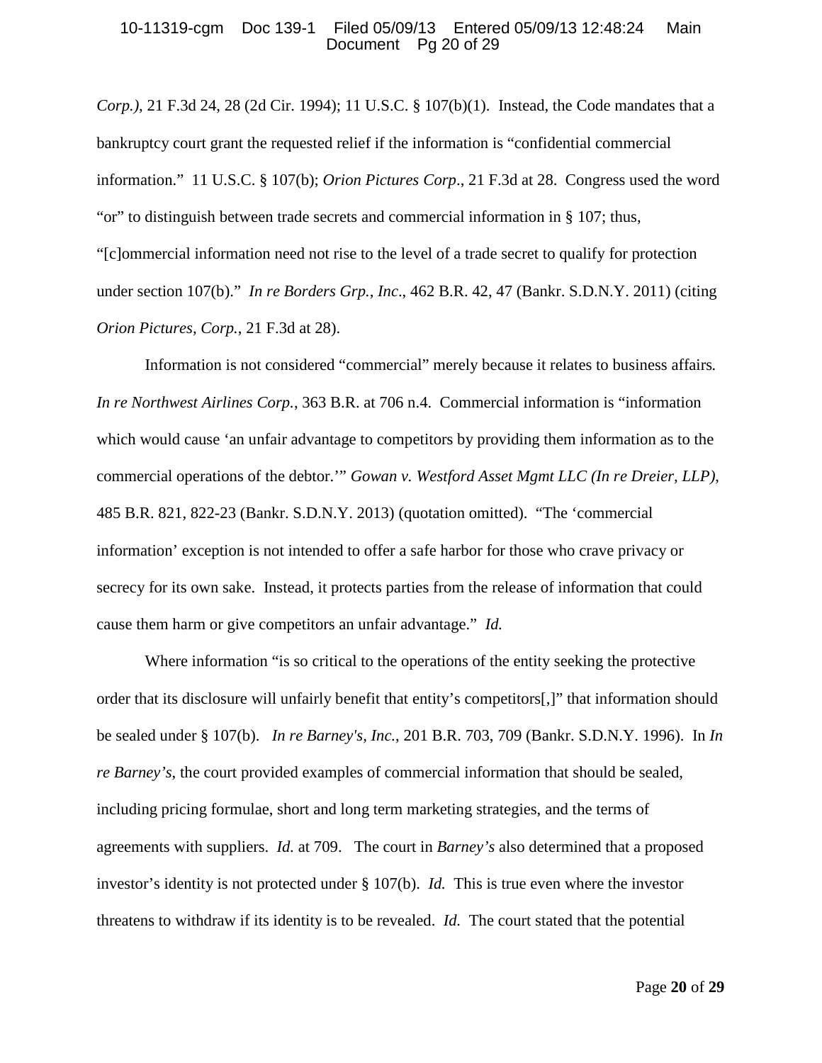*Corp.)*, 21 F.3d 24, 28 (2d Cir. 1994); 11 U.S.C. § 107(b)(1). Instead, the Code mandates that a bankruptcy court grant the requested relief if the information is "confidential commercial information." 11 U.S.C. § 107(b); *Orion Pictures Corp*., 21 F.3d at 28. Congress used the word "or" to distinguish between trade secrets and commercial information in § 107; thus, "[c]ommercial information need not rise to the level of a trade secret to qualify for protection under section 107(b)." *In re Borders Grp., Inc*., 462 B.R. 42, 47 (Bankr. S.D.N.Y. 2011) (citing *Orion Pictures, Corp.*, 21 F.3d at 28).

Information is not considered "commercial" merely because it relates to business affairs. *In re Northwest Airlines Corp.*, 363 B.R. at 706 n.4. Commercial information is "information which would cause 'an unfair advantage to competitors by providing them information as to the commercial operations of the debtor.'" *Gowan v. Westford Asset Mgmt LLC (In re Dreier, LLP)*, 485 B.R. 821, 822-23 (Bankr. S.D.N.Y. 2013) (quotation omitted). "The 'commercial information' exception is not intended to offer a safe harbor for those who crave privacy or secrecy for its own sake. Instead, it protects parties from the release of information that could cause them harm or give competitors an unfair advantage." *Id.*

Where information "is so critical to the operations of the entity seeking the protective order that its disclosure will unfairly benefit that entity's competitors[,]" that information should be sealed under § 107(b). *In re Barney's, Inc.*, 201 B.R. 703, 709 (Bankr. S.D.N.Y. 1996). In *In re Barney's*, the court provided examples of commercial information that should be sealed, including pricing formulae, short and long term marketing strategies, and the terms of agreements with suppliers. *Id.* at 709. The court in *Barney's* also determined that a proposed investor's identity is not protected under § 107(b). *Id.* This is true even where the investor threatens to withdraw if its identity is to be revealed. *Id.* The court stated that the potential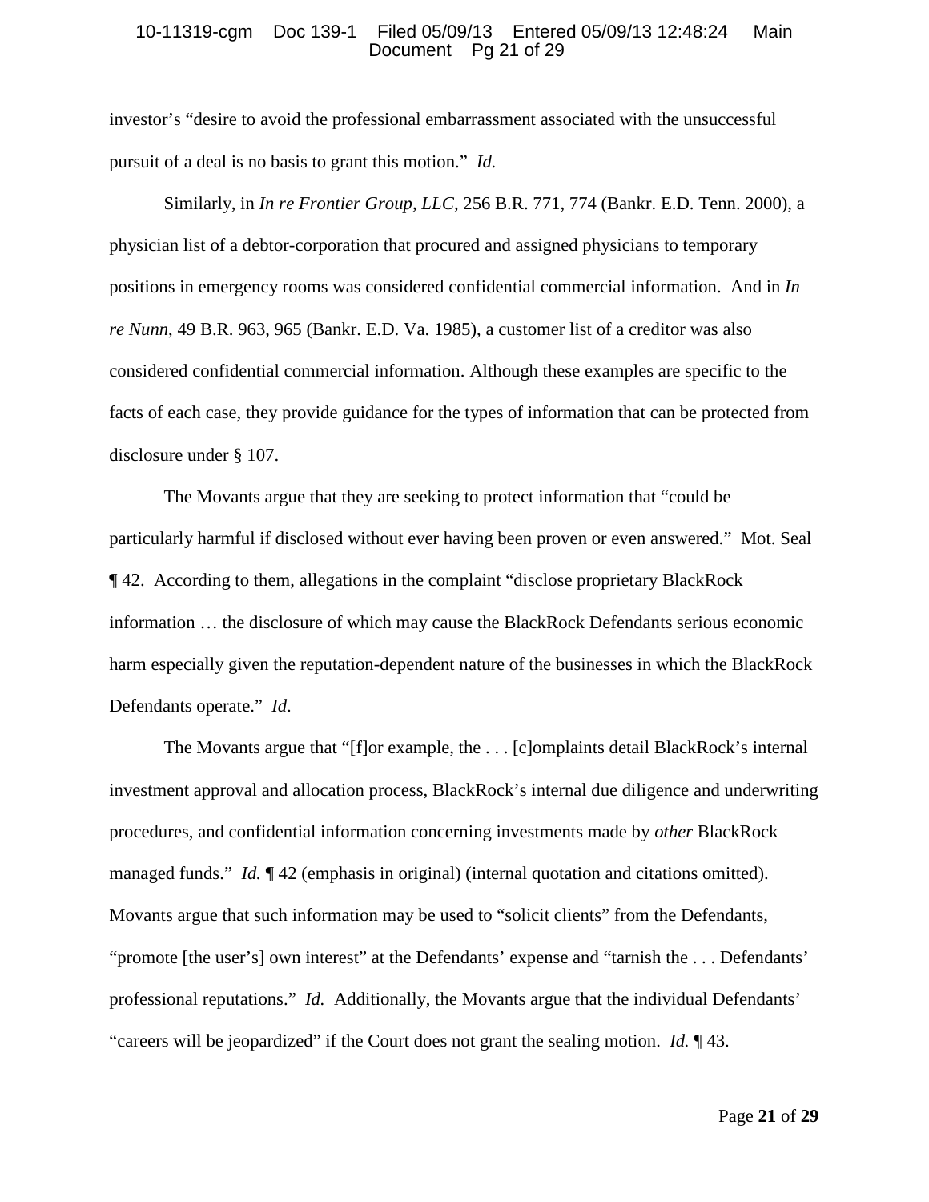investor's "desire to avoid the professional embarrassment associated with the unsuccessful pursuit of a deal is no basis to grant this motion." *Id.*

Similarly, in *In re Frontier Group, LLC*, 256 B.R. 771, 774 (Bankr. E.D. Tenn. 2000), a physician list of a debtor-corporation that procured and assigned physicians to temporary positions in emergency rooms was considered confidential commercial information. And in *In re Nunn*, 49 B.R. 963, 965 (Bankr. E.D. Va. 1985), a customer list of a creditor was also considered confidential commercial information. Although these examples are specific to the facts of each case, they provide guidance for the types of information that can be protected from disclosure under § 107.

The Movants argue that they are seeking to protect information that "could be particularly harmful if disclosed without ever having been proven or even answered." Mot. Seal ¶ 42. According to them, allegations in the complaint "disclose proprietary BlackRock information … the disclosure of which may cause the BlackRock Defendants serious economic harm especially given the reputation-dependent nature of the businesses in which the BlackRock Defendants operate." *Id.*

The Movants argue that "[f]or example, the . . . [c]omplaints detail BlackRock's internal investment approval and allocation process, BlackRock's internal due diligence and underwriting procedures, and confidential information concerning investments made by *other* BlackRock managed funds." *Id.* ¶ 42 (emphasis in original) (internal quotation and citations omitted). Movants argue that such information may be used to "solicit clients" from the Defendants, "promote [the user's] own interest" at the Defendants' expense and "tarnish the . . . Defendants' professional reputations." *Id.* Additionally, the Movants argue that the individual Defendants' "careers will be jeopardized" if the Court does not grant the sealing motion. *Id.* ¶ 43.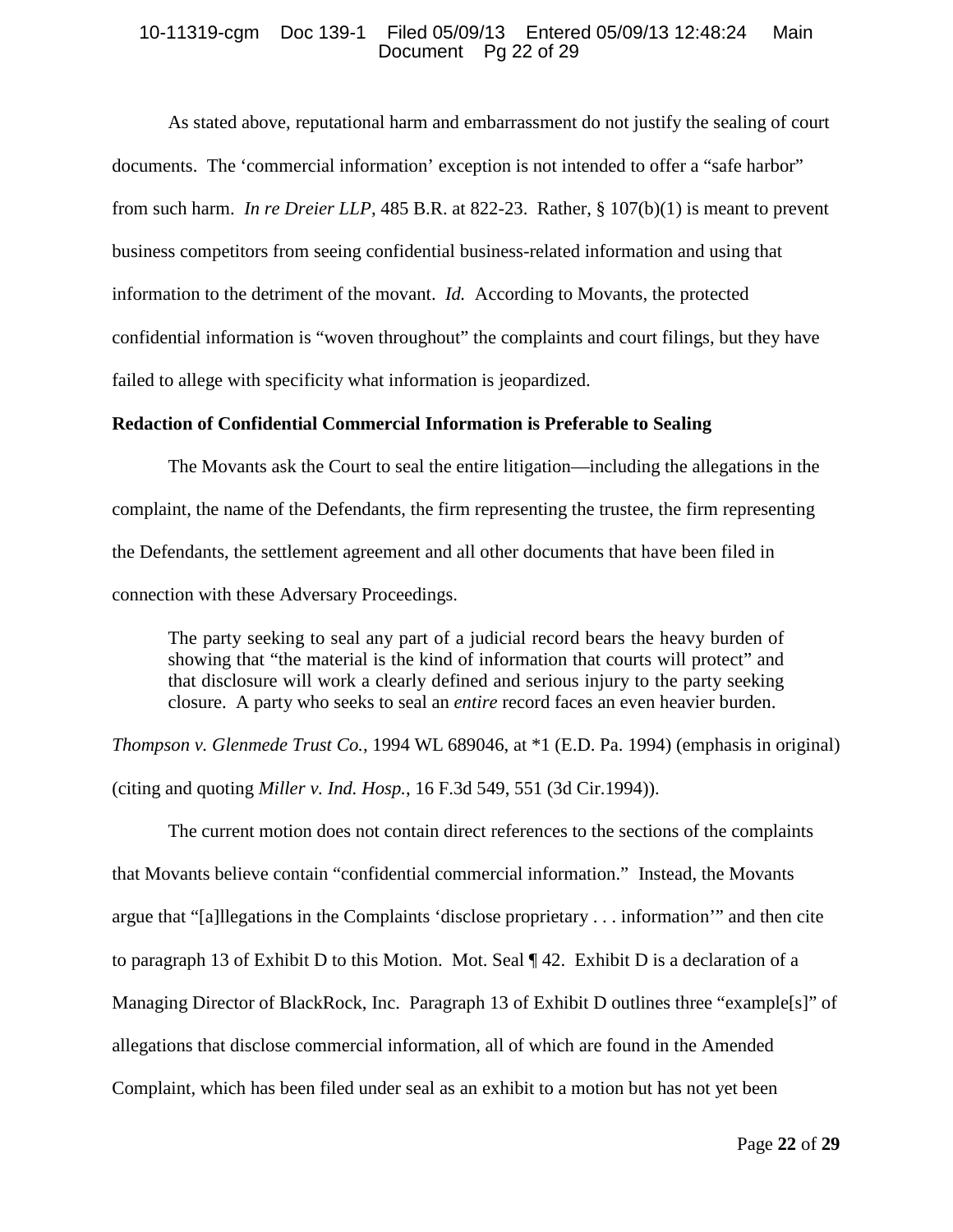As stated above, reputational harm and embarrassment do not justify the sealing of court documents. The 'commercial information' exception is not intended to offer a "safe harbor" from such harm. *In re Dreier LLP*, 485 B.R. at 822-23. Rather, § 107(b)(1) is meant to prevent business competitors from seeing confidential business-related information and using that information to the detriment of the movant. *Id.* According to Movants, the protected confidential information is "woven throughout" the complaints and court filings, but they have failed to allege with specificity what information is jeopardized.

**Redaction of Confidential Commercial Information is Preferable to Sealing**

The Movants ask the Court to seal the entire litigation—including the allegations in the complaint, the name of the Defendants, the firm representing the trustee, the firm representing the Defendants, the settlement agreement and all other documents that have been filed in connection with these Adversary Proceedings.

> The party seeking to seal any part of a judicial record bears the heavy burden of showing that "the material is the kind of information that courts will protect" and that disclosure will work a clearly defined and serious injury to the party seeking closure. A party who seeks to seal an *entire* record faces an even heavier burden.

*Thompson v. Glenmede Trust Co.*, 1994 WL 689046, at *1 (E.D. Pa. 1994) (emphasis in original) (citing and quoting *Miller v. Ind. Hosp.*, 16 F.3d 549, 551 (3d Cir.1994)).

The current motion does not contain direct references to the sections of the complaints that Movants believe contain "confidential commercial information." Instead, the Movants argue that "[a]llegations in the Complaints 'disclose proprietary . . . information'" and then cite to paragraph 13 of Exhibit D to this Motion. Mot. Seal ¶ 42. Exhibit D is a declaration of a Managing Director of BlackRock, Inc. Paragraph 13 of Exhibit D outlines three "example[s]" of allegations that disclose commercial information, all of which are found in the Amended Complaint, which has been filed under seal as an exhibit to a motion but has not yet been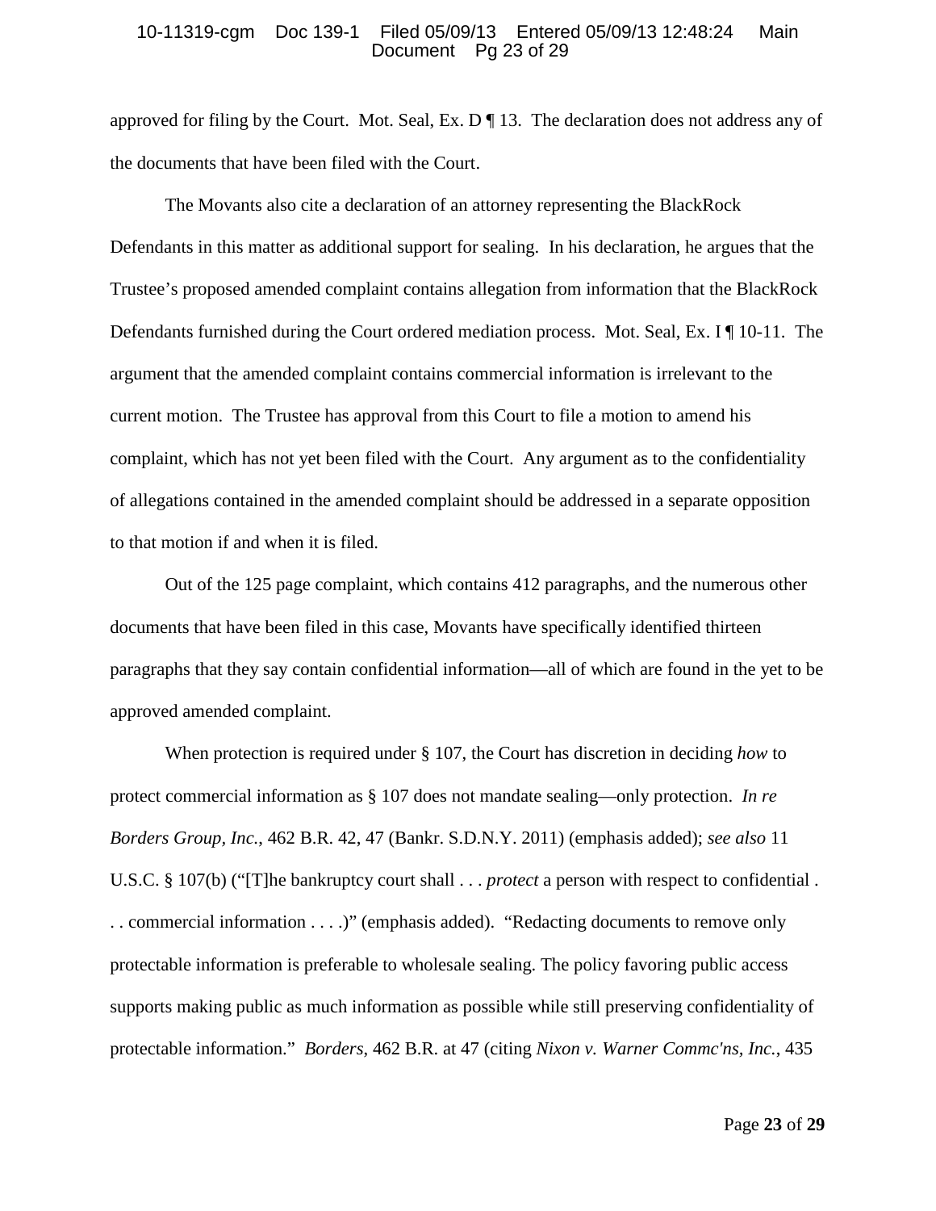approved for filing by the Court. Mot. Seal, Ex. D ¶ 13. The declaration does not address any of the documents that have been filed with the Court.

The Movants also cite a declaration of an attorney representing the BlackRock Defendants in this matter as additional support for sealing. In his declaration, he argues that the Trustee's proposed amended complaint contains allegation from information that the BlackRock Defendants furnished during the Court ordered mediation process. Mot. Seal, Ex. I ¶ 10-11. The argument that the amended complaint contains commercial information is irrelevant to the current motion. The Trustee has approval from this Court to file a motion to amend his complaint, which has not yet been filed with the Court. Any argument as to the confidentiality of allegations contained in the amended complaint should be addressed in a separate opposition to that motion if and when it is filed.

Out of the 125 page complaint, which contains 412 paragraphs, and the numerous other documents that have been filed in this case, Movants have specifically identified thirteen paragraphs that they say contain confidential information—all of which are found in the yet to be approved amended complaint.

When protection is required under § 107, the Court has discretion in deciding *how* to protect commercial information as § 107 does not mandate sealing—only protection. *In re Borders Group, Inc.*, 462 B.R. 42, 47 (Bankr. S.D.N.Y. 2011) (emphasis added); *see also* 11 U.S.C. § 107(b) ("[T]he bankruptcy court shall . . . *protect* a person with respect to confidential . . . commercial information . . . .)" (emphasis added). "Redacting documents to remove only protectable information is preferable to wholesale sealing. The policy favoring public access supports making public as much information as possible while still preserving confidentiality of protectable information." *Borders*, 462 B.R. at 47 (citing *Nixon v. Warner Commc'ns, Inc.*, 435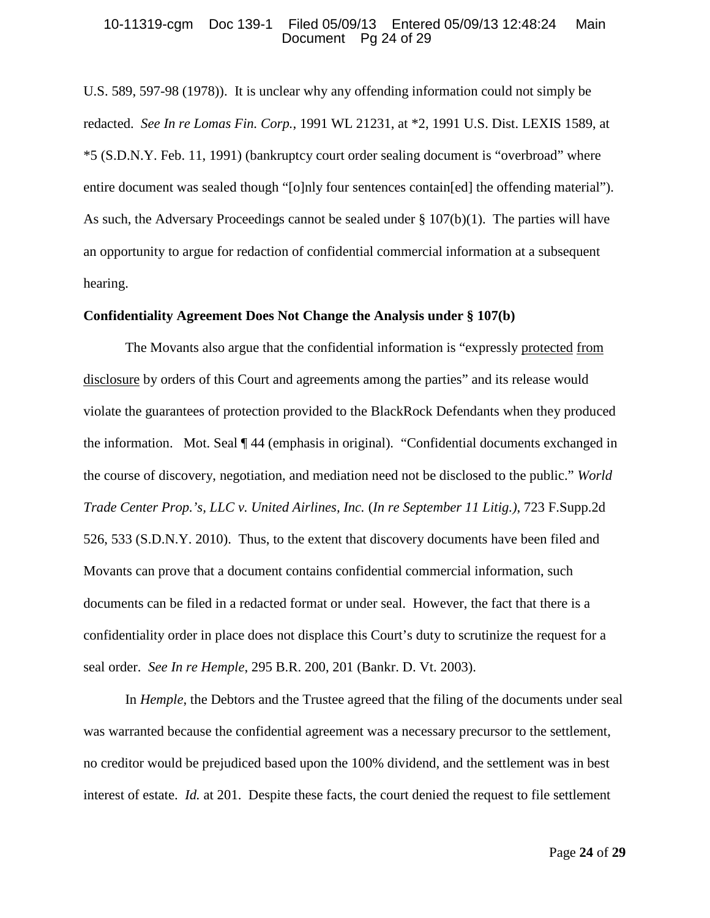U.S. 589, 597-98 (1978)). It is unclear why any offending information could not simply be redacted. *See In re Lomas Fin. Corp.*, 1991 WL 21231, at *2, 1991 U.S. Dist. LEXIS 1589, at *5 (S.D.N.Y. Feb. 11, 1991) (bankruptcy court order sealing document is "overbroad" where entire document was sealed though "[o]nly four sentences contain[ed] the offending material"). As such, the Adversary Proceedings cannot be sealed under § 107(b)(1). The parties will have an opportunity to argue for redaction of confidential commercial information at a subsequent hearing.

**Confidentiality Agreement Does Not Change the Analysis under § 107(b)**

The Movants also argue that the confidential information is "expressly protected from disclosure by orders of this Court and agreements among the parties" and its release would violate the guarantees of protection provided to the BlackRock Defendants when they produced the information. Mot. Seal ¶ 44 (emphasis in original). "Confidential documents exchanged in the course of discovery, negotiation, and mediation need not be disclosed to the public." *World Trade Center Prop.'s, LLC v. United Airlines, Inc.* (*In re September 11 Litig.)*, 723 F.Supp.2d 526, 533 (S.D.N.Y. 2010). Thus, to the extent that discovery documents have been filed and Movants can prove that a document contains confidential commercial information, such documents can be filed in a redacted format or under seal. However, the fact that there is a confidentiality order in place does not displace this Court's duty to scrutinize the request for a seal order. *See In re Hemple*, 295 B.R. 200, 201 (Bankr. D. Vt. 2003).

In *Hemple*, the Debtors and the Trustee agreed that the filing of the documents under seal was warranted because the confidential agreement was a necessary precursor to the settlement, no creditor would be prejudiced based upon the 100% dividend, and the settlement was in best interest of estate. *Id.* at 201. Despite these facts, the court denied the request to file settlement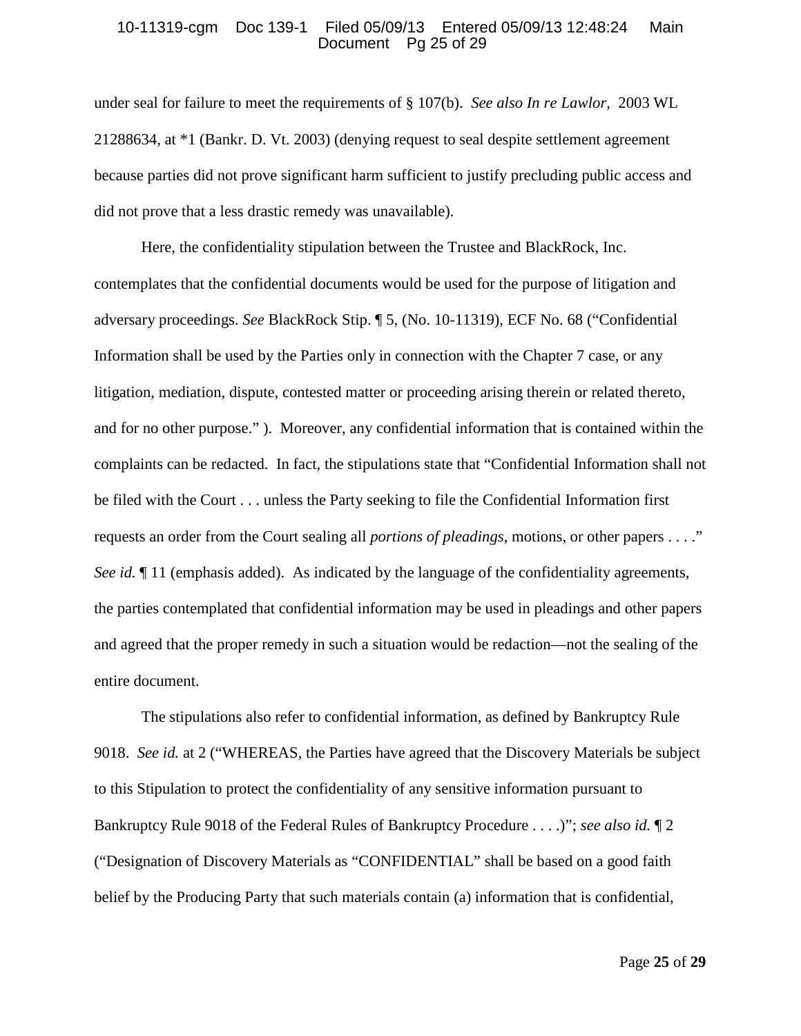under seal for failure to meet the requirements of § 107(b). *See also In re Lawlor*, 2003 WL 21288634, at *1 (Bankr. D. Vt. 2003) (denying request to seal despite settlement agreement because parties did not prove significant harm sufficient to justify precluding public access and did not prove that a less drastic remedy was unavailable).

Here, the confidentiality stipulation between the Trustee and BlackRock, Inc. contemplates that the confidential documents would be used for the purpose of litigation and adversary proceedings. *See* BlackRock Stip. ¶ 5, (No. 10-11319), ECF No. 68 ("Confidential Information shall be used by the Parties only in connection with the Chapter 7 case, or any litigation, mediation, dispute, contested matter or proceeding arising therein or related thereto, and for no other purpose." ). Moreover, any confidential information that is contained within the complaints can be redacted. In fact, the stipulations state that "Confidential Information shall not be filed with the Court . . . unless the Party seeking to file the Confidential Information first requests an order from the Court sealing all *portions of pleadings*, motions, or other papers . . . ." *See id.* ¶ 11 (emphasis added). As indicated by the language of the confidentiality agreements, the parties contemplated that confidential information may be used in pleadings and other papers and agreed that the proper remedy in such a situation would be redaction—not the sealing of the entire document.

The stipulations also refer to confidential information, as defined by Bankruptcy Rule 9018. *See id.* at 2 ("WHEREAS, the Parties have agreed that the Discovery Materials be subject to this Stipulation to protect the confidentiality of any sensitive information pursuant to Bankruptcy Rule 9018 of the Federal Rules of Bankruptcy Procedure . . . .)"; *see also id.* ¶ 2 ("Designation of Discovery Materials as "CONFIDENTIAL" shall be based on a good faith belief by the Producing Party that such materials contain (a) information that is confidential,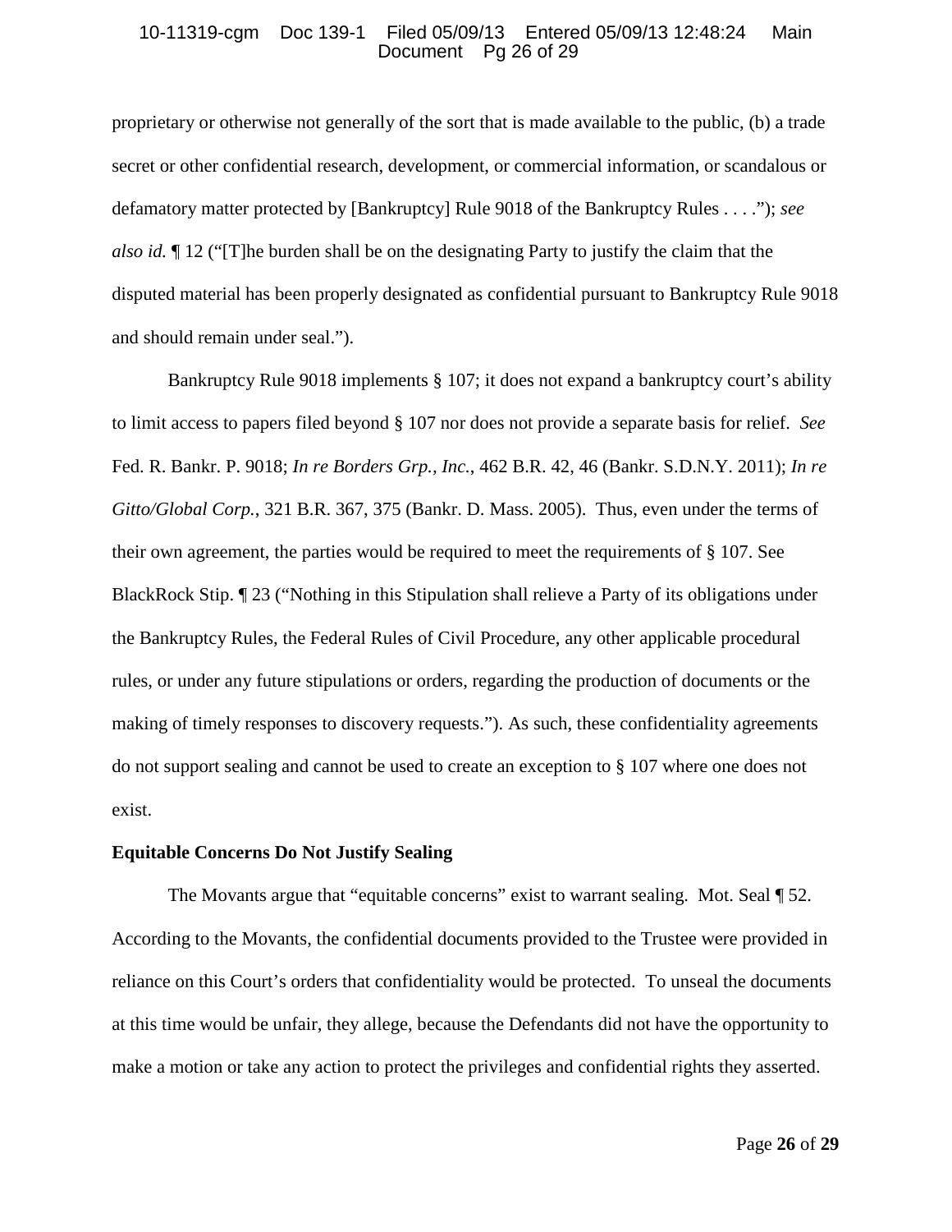proprietary or otherwise not generally of the sort that is made available to the public, (b) a trade secret or other confidential research, development, or commercial information, or scandalous or defamatory matter protected by [Bankruptcy] Rule 9018 of the Bankruptcy Rules . . . ."); *see also id.* ¶ 12 ("[T]he burden shall be on the designating Party to justify the claim that the disputed material has been properly designated as confidential pursuant to Bankruptcy Rule 9018 and should remain under seal.").

Bankruptcy Rule 9018 implements § 107; it does not expand a bankruptcy court's ability to limit access to papers filed beyond § 107 nor does not provide a separate basis for relief. *See* Fed. R. Bankr. P. 9018; *In re Borders Grp., Inc.*, 462 B.R. 42, 46 (Bankr. S.D.N.Y. 2011); *In re Gitto/Global Corp.*, 321 B.R. 367, 375 (Bankr. D. Mass. 2005). Thus, even under the terms of their own agreement, the parties would be required to meet the requirements of § 107. See BlackRock Stip. ¶ 23 ("Nothing in this Stipulation shall relieve a Party of its obligations under the Bankruptcy Rules, the Federal Rules of Civil Procedure, any other applicable procedural rules, or under any future stipulations or orders, regarding the production of documents or the making of timely responses to discovery requests."). As such, these confidentiality agreements do not support sealing and cannot be used to create an exception to § 107 where one does not exist.

**Equitable Concerns Do Not Justify Sealing**

The Movants argue that "equitable concerns" exist to warrant sealing. Mot. Seal ¶ 52. According to the Movants, the confidential documents provided to the Trustee were provided in reliance on this Court's orders that confidentiality would be protected. To unseal the documents at this time would be unfair, they allege, because the Defendants did not have the opportunity to make a motion or take any action to protect the privileges and confidential rights they asserted.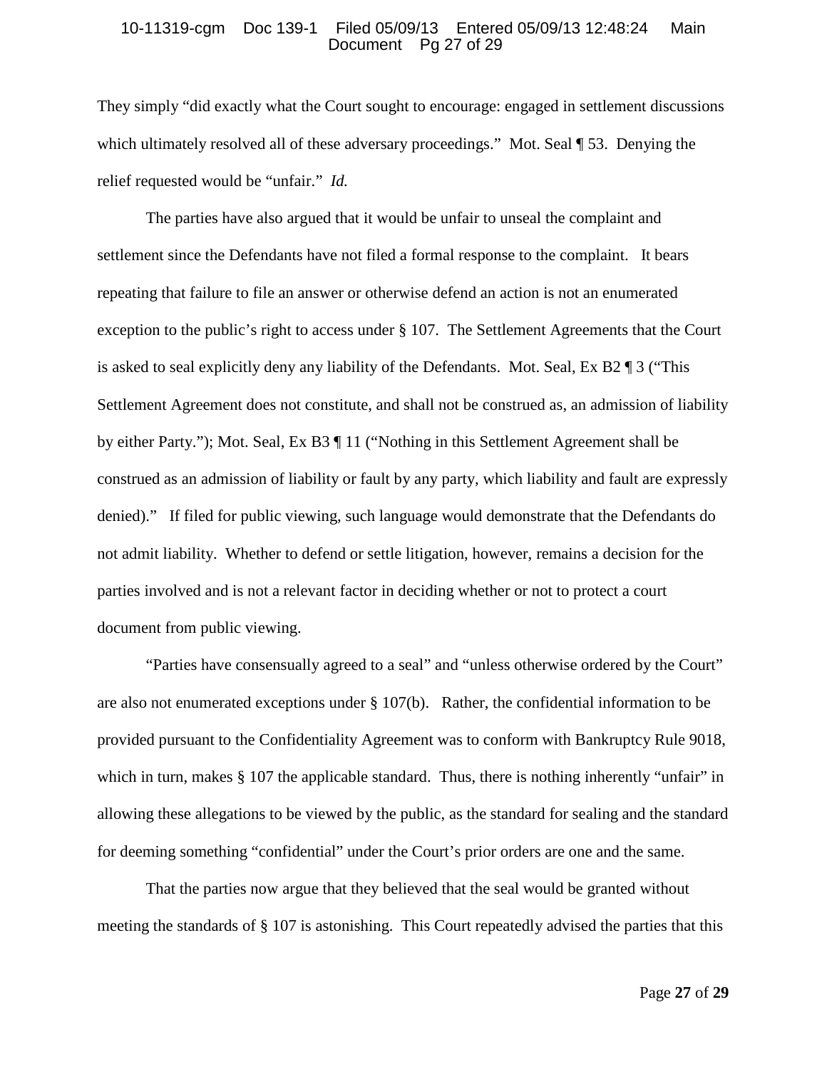They simply "did exactly what the Court sought to encourage: engaged in settlement discussions which ultimately resolved all of these adversary proceedings." Mot. Seal ¶ 53. Denying the relief requested would be "unfair." *Id.*

The parties have also argued that it would be unfair to unseal the complaint and settlement since the Defendants have not filed a formal response to the complaint. It bears repeating that failure to file an answer or otherwise defend an action is not an enumerated exception to the public's right to access under § 107. The Settlement Agreements that the Court is asked to seal explicitly deny any liability of the Defendants. Mot. Seal, Ex B2 ¶ 3 ("This Settlement Agreement does not constitute, and shall not be construed as, an admission of liability by either Party."); Mot. Seal, Ex B3 ¶ 11 ("Nothing in this Settlement Agreement shall be construed as an admission of liability or fault by any party, which liability and fault are expressly denied)." If filed for public viewing, such language would demonstrate that the Defendants do not admit liability. Whether to defend or settle litigation, however, remains a decision for the parties involved and is not a relevant factor in deciding whether or not to protect a court document from public viewing.

"Parties have consensually agreed to a seal" and "unless otherwise ordered by the Court" are also not enumerated exceptions under § 107(b). Rather, the confidential information to be provided pursuant to the Confidentiality Agreement was to conform with Bankruptcy Rule 9018, which in turn, makes § 107 the applicable standard. Thus, there is nothing inherently "unfair" in allowing these allegations to be viewed by the public, as the standard for sealing and the standard for deeming something "confidential" under the Court's prior orders are one and the same.

That the parties now argue that they believed that the seal would be granted without meeting the standards of § 107 is astonishing. This Court repeatedly advised the parties that this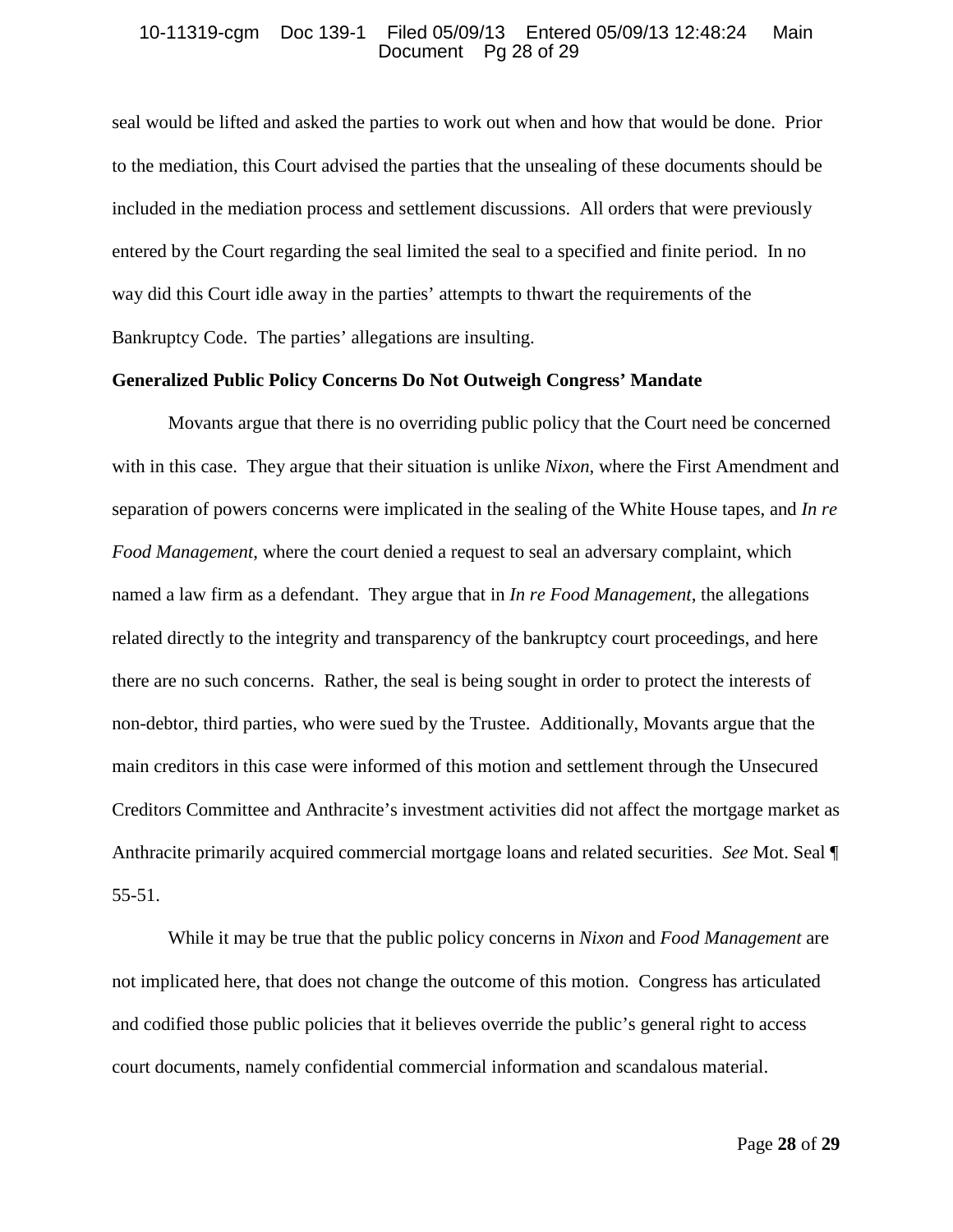seal would be lifted and asked the parties to work out when and how that would be done. Prior to the mediation, this Court advised the parties that the unsealing of these documents should be included in the mediation process and settlement discussions. All orders that were previously entered by the Court regarding the seal limited the seal to a specified and finite period. In no way did this Court idle away in the parties' attempts to thwart the requirements of the Bankruptcy Code. The parties' allegations are insulting.

**Generalized Public Policy Concerns Do Not Outweigh Congress' Mandate**

Movants argue that there is no overriding public policy that the Court need be concerned with in this case. They argue that their situation is unlike *Nixon*, where the First Amendment and separation of powers concerns were implicated in the sealing of the White House tapes, and *In re Food Management*, where the court denied a request to seal an adversary complaint, which named a law firm as a defendant. They argue that in *In re Food Management*, the allegations related directly to the integrity and transparency of the bankruptcy court proceedings, and here there are no such concerns. Rather, the seal is being sought in order to protect the interests of non-debtor, third parties, who were sued by the Trustee. Additionally, Movants argue that the main creditors in this case were informed of this motion and settlement through the Unsecured Creditors Committee and Anthracite's investment activities did not affect the mortgage market as Anthracite primarily acquired commercial mortgage loans and related securities. *See* Mot. Seal ¶ 55-51.

While it may be true that the public policy concerns in *Nixon* and *Food Management* are not implicated here, that does not change the outcome of this motion. Congress has articulated and codified those public policies that it believes override the public's general right to access court documents, namely confidential commercial information and scandalous material.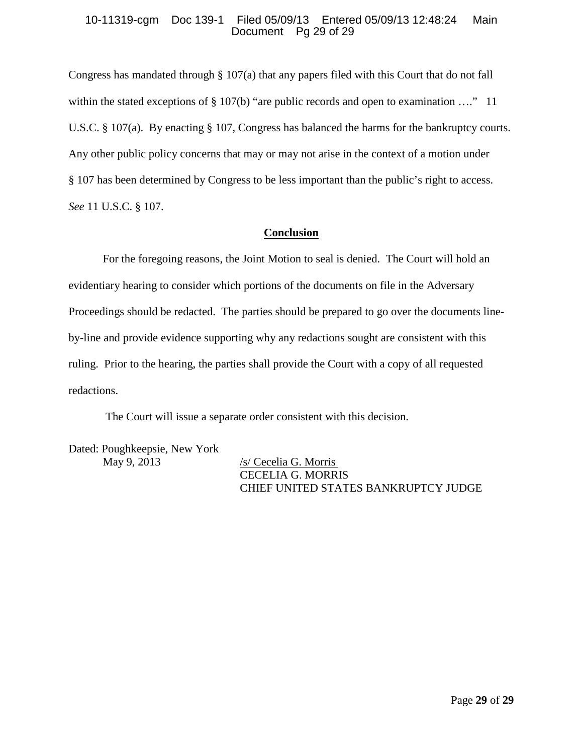Congress has mandated through § 107(a) that any papers filed with this Court that do not fall within the stated exceptions of § 107(b) "are public records and open to examination …." 11 U.S.C. § 107(a). By enacting § 107, Congress has balanced the harms for the bankruptcy courts. Any other public policy concerns that may or may not arise in the context of a motion under § 107 has been determined by Congress to be less important than the public's right to access. *See* 11 U.S.C. § 107.

## Conclusion

For the foregoing reasons, the Joint Motion to seal is denied. The Court will hold an evidentiary hearing to consider which portions of the documents on file in the Adversary Proceedings should be redacted. The parties should be prepared to go over the documents line-by-line and provide evidence supporting why any redactions sought are consistent with this ruling. Prior to the hearing, the parties shall provide the Court with a copy of all requested redactions.

The Court will issue a separate order consistent with this decision.

Dated: Poughkeepsie, New York
May 9, 2013

/s/ Cecelia G. Morris
CECELIA G. MORRIS
CHIEF UNITED STATES BANKRUPTCY JUDGE